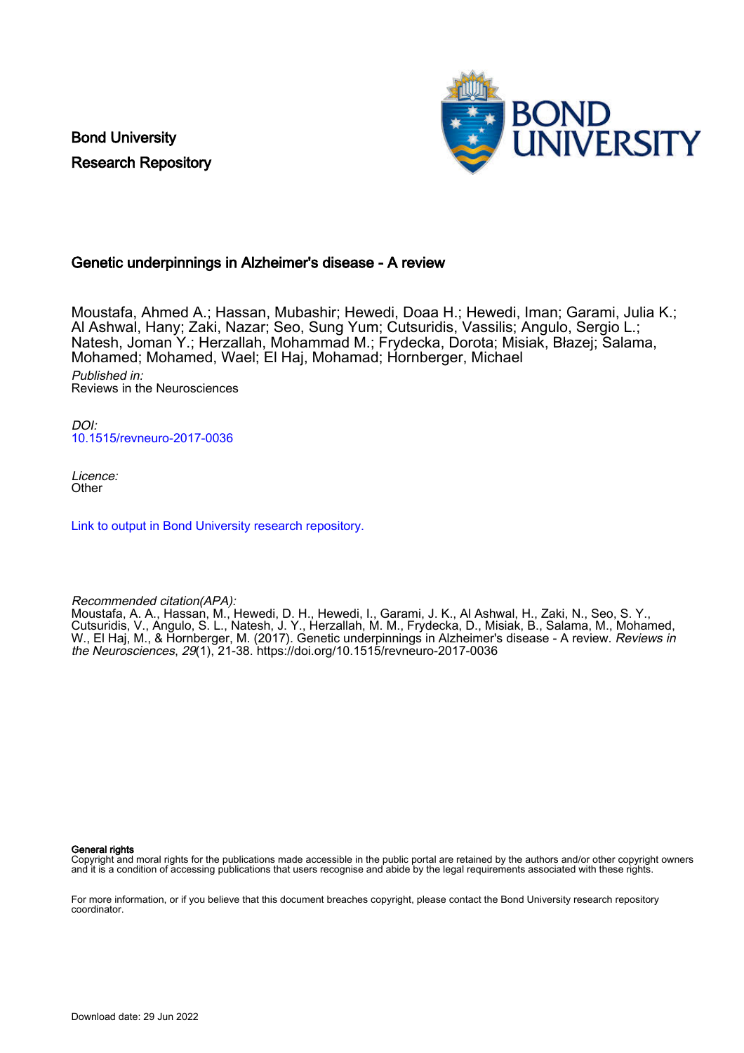Bond University
Research Repository

# Genetic underpinnings in Alzheimer's disease - A review

Moustafa, Ahmed A.; Hassan, Mubashir; Hewedi, Doaa H.; Hewedi, Iman; Garami, Julia K.; Al Ashwal, Hany; Zaki, Nazar; Seo, Sung Yum; Cutsuridis, Vassilis; Angulo, Sergio L.; Natesh, Joman Y.; Herzallah, Mohammad M.; Frydecka, Dorota; Misiak, Błazej; Salama, Mohamed; Mohamed, Wael; El Haj, Mohamad; Hornberger, Michael

*Published in:*
Reviews in the Neurosciences

*DOI:*
10.1515/revneuro-2017-0036

*Licence:*
Other

Link to output in Bond University research repository.

*Recommended citation(APA):*
Moustafa, A. A., Hassan, M., Hewedi, D. H., Hewedi, I., Garami, J. K., Al Ashwal, H., Zaki, N., Seo, S. Y., Cutsuridis, V., Angulo, S. L., Natesh, J. Y., Herzallah, M. M., Frydecka, D., Misiak, B., Salama, M., Mohamed, W., El Haj, M., & Hornberger, M. (2017). Genetic underpinnings in Alzheimer's disease - A review. *Reviews in the Neurosciences*, *29*(1), 21-38. https://doi.org/10.1515/revneuro-2017-0036

**General rights**
Copyright and moral rights for the publications made accessible in the public portal are retained by the authors and/or other copyright owners and it is a condition of accessing publications that users recognise and abide by the legal requirements associated with these rights.

For more information, or if you believe that this document breaches copyright, please contact the Bond University research repository coordinator.

Download date: 29 Jun 2022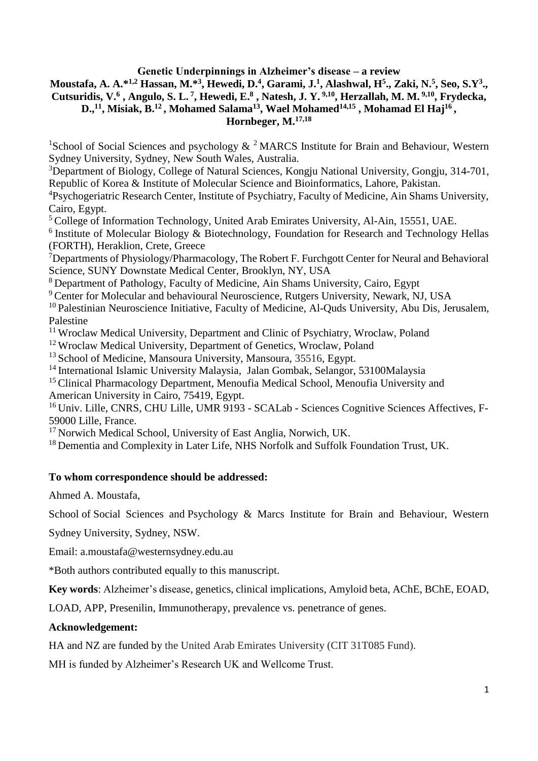**Genetic Underpinnings in Alzheimer's disease – a review**

**Moustafa, A. A.*[1,2] Hassan, M.*[3], Hewedi, D.[4], Garami, J.[1], Alashwal, H[5]., Zaki, N.[5], Seo, S.Y[3]., Cutsuridis, V.[6] , Angulo, S. L.[7], Hewedi, E.[8] , Natesh, J. Y.[9,10], Herzallah, M. M.[9,10], Frydecka, D.,[11], Misiak, B.[12] , Mohamed Salama[13], Wael Mohamed[14,15] , Mohamad El Haj[16] , Hornbeger, M.[17,18]**

[1]School of Social Sciences and psychology & [2] MARCS Institute for Brain and Behaviour, Western Sydney University, Sydney, New South Wales, Australia.

[3]Department of Biology, College of Natural Sciences, Kongju National University, Gongju, 314-701, Republic of Korea & Institute of Molecular Science and Bioinformatics, Lahore, Pakistan.

[4]Psychogeriatric Research Center, Institute of Psychiatry, Faculty of Medicine, Ain Shams University, Cairo, Egypt.

[5] College of Information Technology, United Arab Emirates University, Al-Ain, 15551, UAE.

[6] Institute of Molecular Biology & Biotechnology, Foundation for Research and Technology Hellas (FORTH), Heraklion, Crete, Greece

[7]Departments of Physiology/Pharmacology, The Robert F. Furchgott Center for Neural and Behavioral Science, SUNY Downstate Medical Center, Brooklyn, NY, USA

[8] Department of Pathology, Faculty of Medicine, Ain Shams University, Cairo, Egypt

[9] Center for Molecular and behavioural Neuroscience, Rutgers University, Newark, NJ, USA

[10] Palestinian Neuroscience Initiative, Faculty of Medicine, Al-Quds University, Abu Dis, Jerusalem, Palestine

[11] Wroclaw Medical University, Department and Clinic of Psychiatry, Wroclaw, Poland

[12] Wroclaw Medical University, Department of Genetics, Wroclaw, Poland

[13] School of Medicine, Mansoura University, Mansoura, 35516, Egypt.

[14] International Islamic University Malaysia, Jalan Gombak, Selangor, 53100Malaysia

[15] Clinical Pharmacology Department, Menoufia Medical School, Menoufia University and American University in Cairo, 75419, Egypt.

[16] Univ. Lille, CNRS, CHU Lille, UMR 9193 - SCALab - Sciences Cognitive Sciences Affectives, F-59000 Lille, France.

[17] Norwich Medical School, University of East Anglia, Norwich, UK.

[18] Dementia and Complexity in Later Life, NHS Norfolk and Suffolk Foundation Trust, UK.

**To whom correspondence should be addressed:**

Ahmed A. Moustafa,

School of Social Sciences and Psychology & Marcs Institute for Brain and Behaviour, Western Sydney University, Sydney, NSW.

Email: a.moustafa@westernsydney.edu.au

*Both authors contributed equally to this manuscript.

**Key words**: Alzheimer's disease, genetics, clinical implications, Amyloid beta, AChE, BChE, EOAD, LOAD, APP, Presenilin, Immunotherapy, prevalence vs. penetrance of genes.

**Acknowledgement:**

HA and NZ are funded by the United Arab Emirates University (CIT 31T085 Fund).

MH is funded by Alzheimer's Research UK and Wellcome Trust.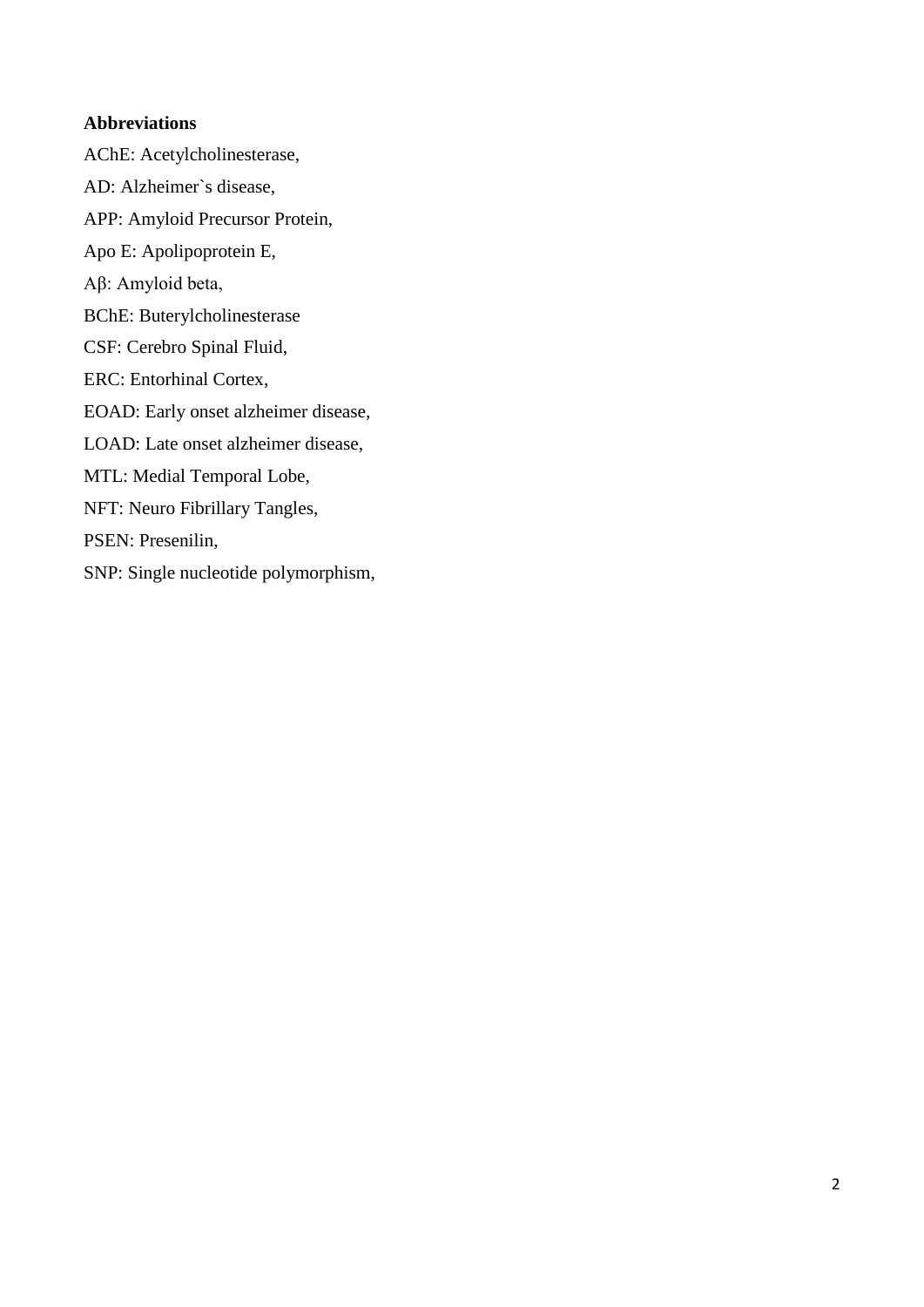**Abbreviations**

AChE: Acetylcholinesterase,

AD: Alzheimer`s disease,

APP: Amyloid Precursor Protein,

Apo E: Apolipoprotein E,

Aβ: Amyloid beta,

BChE: Buterylcholinesterase

CSF: Cerebro Spinal Fluid,

ERC: Entorhinal Cortex,

EOAD: Early onset alzheimer disease,

LOAD: Late onset alzheimer disease,

MTL: Medial Temporal Lobe,

NFT: Neuro Fibrillary Tangles,

PSEN: Presenilin,

SNP: Single nucleotide polymorphism,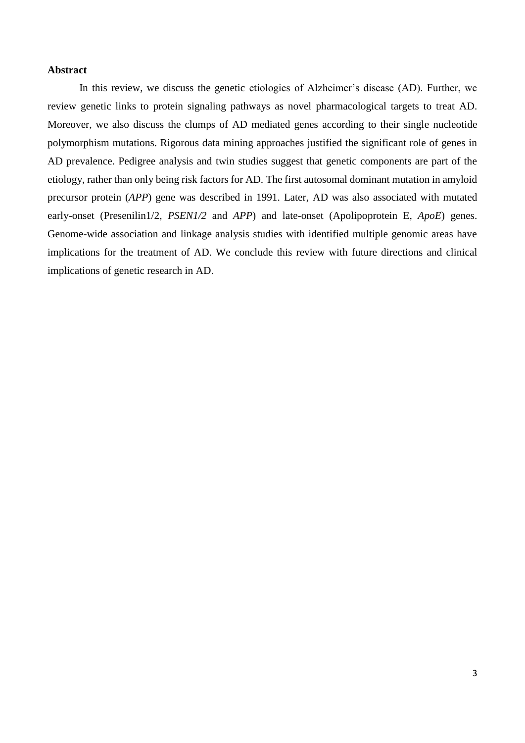**Abstract**

In this review, we discuss the genetic etiologies of Alzheimer's disease (AD). Further, we review genetic links to protein signaling pathways as novel pharmacological targets to treat AD. Moreover, we also discuss the clumps of AD mediated genes according to their single nucleotide polymorphism mutations. Rigorous data mining approaches justified the significant role of genes in AD prevalence. Pedigree analysis and twin studies suggest that genetic components are part of the etiology, rather than only being risk factors for AD. The first autosomal dominant mutation in amyloid precursor protein (*APP*) gene was described in 1991. Later, AD was also associated with mutated early-onset (Presenilin1/2, *PSEN1/2* and *APP*) and late-onset (Apolipoprotein E, *ApoE*) genes. Genome-wide association and linkage analysis studies with identified multiple genomic areas have implications for the treatment of AD. We conclude this review with future directions and clinical implications of genetic research in AD.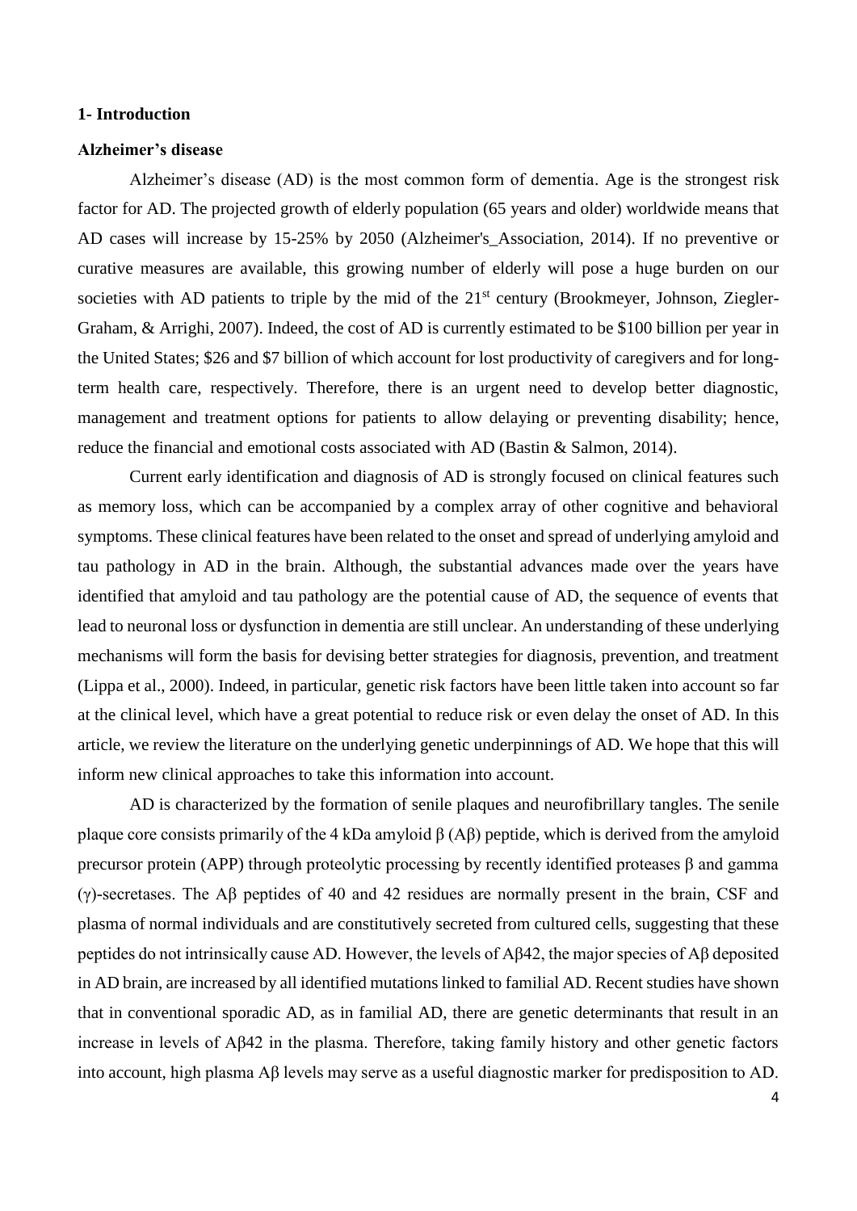## 1- Introduction

### Alzheimer's disease

Alzheimer's disease (AD) is the most common form of dementia. Age is the strongest risk factor for AD. The projected growth of elderly population (65 years and older) worldwide means that AD cases will increase by 15-25% by 2050 (Alzheimer's_Association, 2014). If no preventive or curative measures are available, this growing number of elderly will pose a huge burden on our societies with AD patients to triple by the mid of the 21st century (Brookmeyer, Johnson, Ziegler-Graham, & Arrighi, 2007). Indeed, the cost of AD is currently estimated to be $100 billion per year in the United States; $26 and $7 billion of which account for lost productivity of caregivers and for long-term health care, respectively. Therefore, there is an urgent need to develop better diagnostic, management and treatment options for patients to allow delaying or preventing disability; hence, reduce the financial and emotional costs associated with AD (Bastin & Salmon, 2014).

Current early identification and diagnosis of AD is strongly focused on clinical features such as memory loss, which can be accompanied by a complex array of other cognitive and behavioral symptoms. These clinical features have been related to the onset and spread of underlying amyloid and tau pathology in AD in the brain. Although, the substantial advances made over the years have identified that amyloid and tau pathology are the potential cause of AD, the sequence of events that lead to neuronal loss or dysfunction in dementia are still unclear. An understanding of these underlying mechanisms will form the basis for devising better strategies for diagnosis, prevention, and treatment (Lippa et al., 2000). Indeed, in particular, genetic risk factors have been little taken into account so far at the clinical level, which have a great potential to reduce risk or even delay the onset of AD. In this article, we review the literature on the underlying genetic underpinnings of AD. We hope that this will inform new clinical approaches to take this information into account.

AD is characterized by the formation of senile plaques and neurofibrillary tangles. The senile plaque core consists primarily of the 4 kDa amyloid β (Aβ) peptide, which is derived from the amyloid precursor protein (APP) through proteolytic processing by recently identified proteases β and gamma (γ)-secretases. The Aβ peptides of 40 and 42 residues are normally present in the brain, CSF and plasma of normal individuals and are constitutively secreted from cultured cells, suggesting that these peptides do not intrinsically cause AD. However, the levels of Aβ42, the major species of Aβ deposited in AD brain, are increased by all identified mutations linked to familial AD. Recent studies have shown that in conventional sporadic AD, as in familial AD, there are genetic determinants that result in an increase in levels of Aβ42 in the plasma. Therefore, taking family history and other genetic factors into account, high plasma Aβ levels may serve as a useful diagnostic marker for predisposition to AD.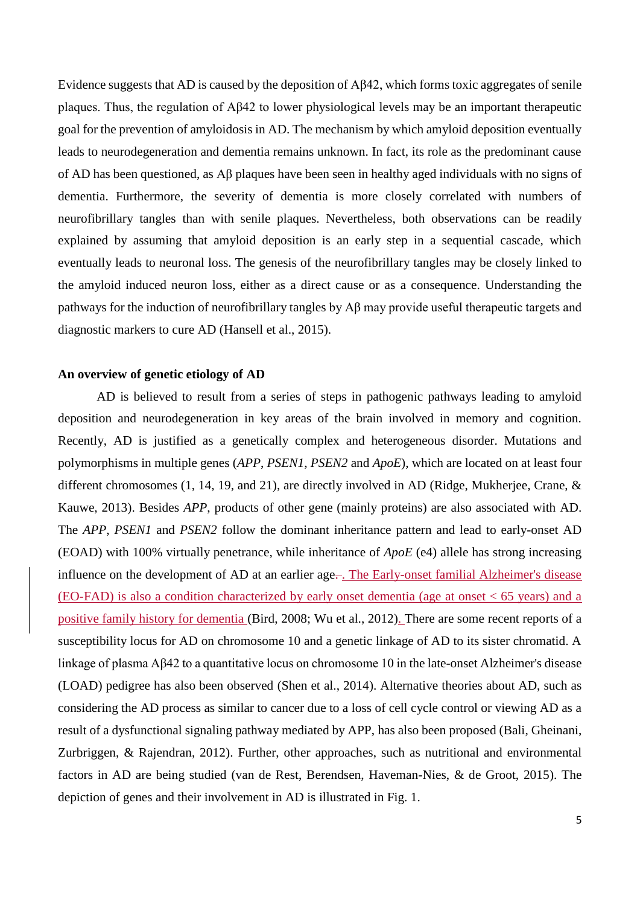Evidence suggests that AD is caused by the deposition of Aβ42, which forms toxic aggregates of senile plaques. Thus, the regulation of Aβ42 to lower physiological levels may be an important therapeutic goal for the prevention of amyloidosis in AD. The mechanism by which amyloid deposition eventually leads to neurodegeneration and dementia remains unknown. In fact, its role as the predominant cause of AD has been questioned, as Aβ plaques have been seen in healthy aged individuals with no signs of dementia. Furthermore, the severity of dementia is more closely correlated with numbers of neurofibrillary tangles than with senile plaques. Nevertheless, both observations can be readily explained by assuming that amyloid deposition is an early step in a sequential cascade, which eventually leads to neuronal loss. The genesis of the neurofibrillary tangles may be closely linked to the amyloid induced neuron loss, either as a direct cause or as a consequence. Understanding the pathways for the induction of neurofibrillary tangles by Aβ may provide useful therapeutic targets and diagnostic markers to cure AD (Hansell et al., 2015).

**An overview of genetic etiology of AD**

AD is believed to result from a series of steps in pathogenic pathways leading to amyloid deposition and neurodegeneration in key areas of the brain involved in memory and cognition. Recently, AD is justified as a genetically complex and heterogeneous disorder. Mutations and polymorphisms in multiple genes (*APP*, *PSEN1*, *PSEN2* and *ApoE*), which are located on at least four different chromosomes (1, 14, 19, and 21), are directly involved in AD (Ridge, Mukherjee, Crane, & Kauwe, 2013). Besides *APP*, products of other gene (mainly proteins) are also associated with AD. The *APP*, *PSEN1* and *PSEN2* follow the dominant inheritance pattern and lead to early-onset AD (EOAD) with 100% virtually penetrance, while inheritance of *ApoE* (e4) allele has strong increasing influence on the development of AD at an earlier age. The Early-onset familial Alzheimer's disease (EO-FAD) is also a condition characterized by early onset dementia (age at onset < 65 years) and a positive family history for dementia (Bird, 2008; Wu et al., 2012). There are some recent reports of a susceptibility locus for AD on chromosome 10 and a genetic linkage of AD to its sister chromatid. A linkage of plasma Aβ42 to a quantitative locus on chromosome 10 in the late-onset Alzheimer's disease (LOAD) pedigree has also been observed (Shen et al., 2014). Alternative theories about AD, such as considering the AD process as similar to cancer due to a loss of cell cycle control or viewing AD as a result of a dysfunctional signaling pathway mediated by APP, has also been proposed (Bali, Gheinani, Zurbriggen, & Rajendran, 2012). Further, other approaches, such as nutritional and environmental factors in AD are being studied (van de Rest, Berendsen, Haveman-Nies, & de Groot, 2015). The depiction of genes and their involvement in AD is illustrated in Fig. 1.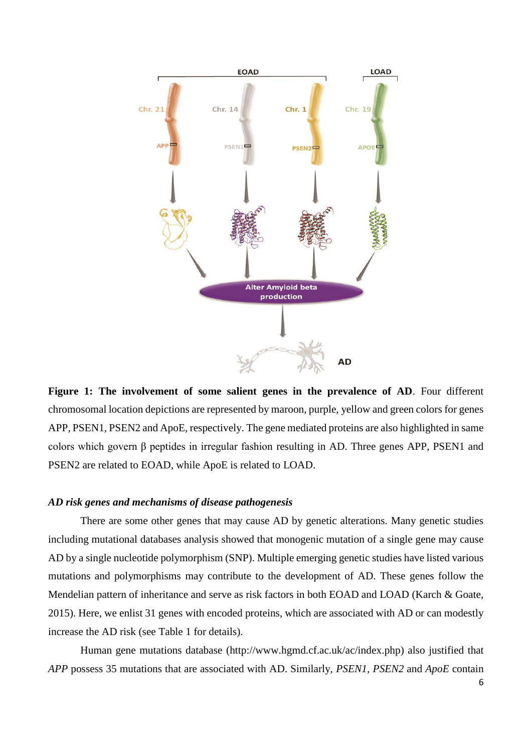**Figure 1: The involvement of some salient genes in the prevalence of AD**. Four different chromosomal location depictions are represented by maroon, purple, yellow and green colors for genes APP, PSEN1, PSEN2 and ApoE, respectively. The gene mediated proteins are also highlighted in same colors which govern β peptides in irregular fashion resulting in AD. Three genes APP, PSEN1 and PSEN2 are related to EOAD, while ApoE is related to LOAD.

### *AD risk genes and mechanisms of disease pathogenesis*

There are some other genes that may cause AD by genetic alterations. Many genetic studies including mutational databases analysis showed that monogenic mutation of a single gene may cause AD by a single nucleotide polymorphism (SNP). Multiple emerging genetic studies have listed various mutations and polymorphisms may contribute to the development of AD. These genes follow the Mendelian pattern of inheritance and serve as risk factors in both EOAD and LOAD (Karch & Goate, 2015). Here, we enlist 31 genes with encoded proteins, which are associated with AD or can modestly increase the AD risk (see Table 1 for details).

Human gene mutations database (http://www.hgmd.cf.ac.uk/ac/index.php) also justified that *APP* possess 35 mutations that are associated with AD. Similarly, *PSEN1*, *PSEN2* and *ApoE* contain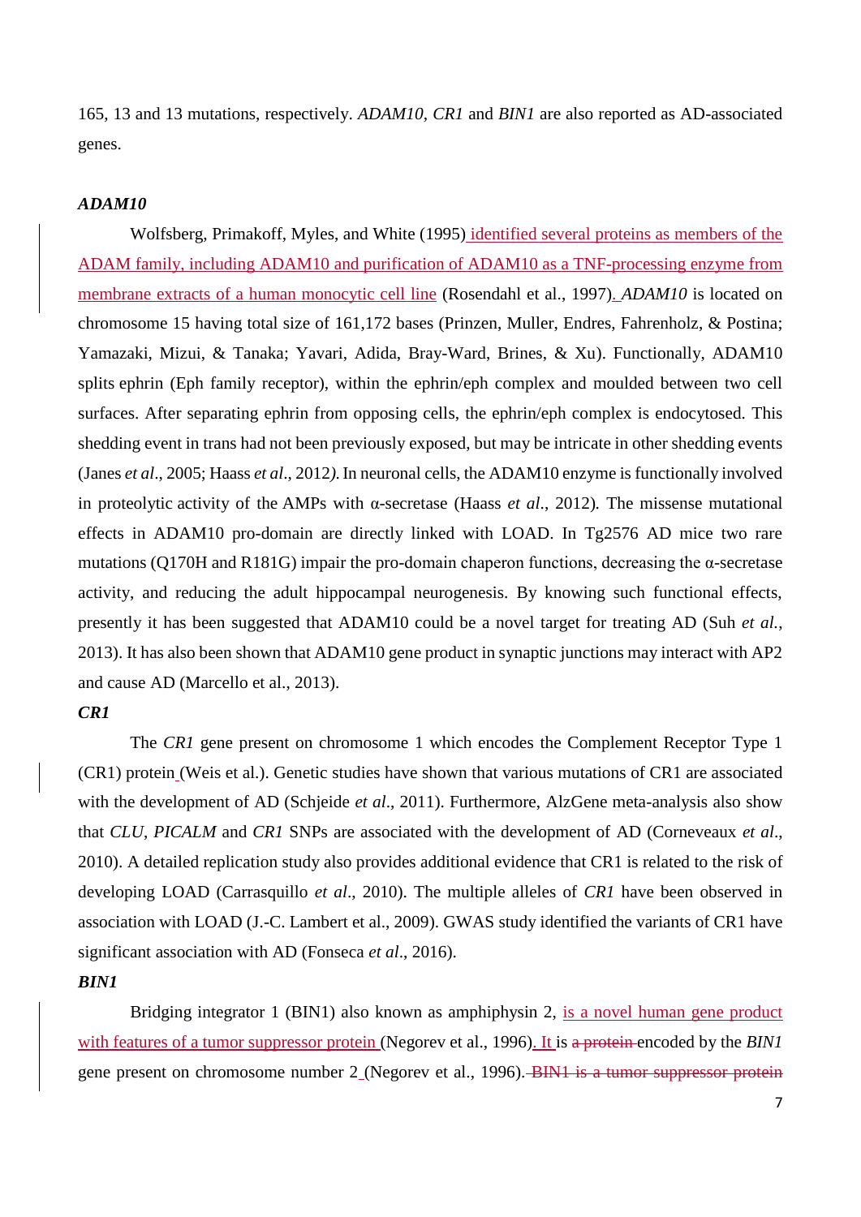165, 13 and 13 mutations, respectively. *ADAM10*, *CR1* and *BIN1* are also reported as AD-associated genes.

***ADAM10***

Wolfsberg, Primakoff, Myles, and White (1995) identified several proteins as members of the ADAM family, including ADAM10 and purification of ADAM10 as a TNF-processing enzyme from membrane extracts of a human monocytic cell line (Rosendahl et al., 1997). *ADAM10* is located on chromosome 15 having total size of 161,172 bases (Prinzen, Muller, Endres, Fahrenholz, & Postina; Yamazaki, Mizui, & Tanaka; Yavari, Adida, Bray-Ward, Brines, & Xu). Functionally, ADAM10 splits ephrin (Eph family receptor), within the ephrin/eph complex and moulded between two cell surfaces. After separating ephrin from opposing cells, the ephrin/eph complex is endocytosed. This shedding event in trans had not been previously exposed, but may be intricate in other shedding events (Janes *et al*., 2005; Haass *et al*., 2012*).* In neuronal cells, the ADAM10 enzyme is functionally involved in proteolytic activity of the AMPs with α-secretase (Haass *et al*., 2012)*.* The missense mutational effects in ADAM10 pro-domain are directly linked with LOAD. In Tg2576 AD mice two rare mutations (Q170H and R181G) impair the pro-domain chaperon functions, decreasing the α-secretase activity, and reducing the adult hippocampal neurogenesis. By knowing such functional effects, presently it has been suggested that ADAM10 could be a novel target for treating AD (Suh *et al.*, 2013). It has also been shown that ADAM10 gene product in synaptic junctions may interact with AP2 and cause AD (Marcello et al., 2013).

***CR1***

The *CR1* gene present on chromosome 1 which encodes the Complement Receptor Type 1 (CR1) protein (Weis et al.). Genetic studies have shown that various mutations of CR1 are associated with the development of AD (Schjeide *et al*., 2011). Furthermore, AlzGene meta-analysis also show that *CLU*, *PICALM* and *CR1* SNPs are associated with the development of AD (Corneveaux *et al*., 2010). A detailed replication study also provides additional evidence that CR1 is related to the risk of developing LOAD (Carrasquillo *et al*., 2010). The multiple alleles of *CR1* have been observed in association with LOAD (J.-C. Lambert et al., 2009). GWAS study identified the variants of CR1 have significant association with AD (Fonseca *et al*., 2016).

***BIN1***

Bridging integrator 1 (BIN1) also known as amphiphysin 2, is a novel human gene product with features of a tumor suppressor protein (Negorev et al., 1996). It is ~~a protein~~ encoded by the *BIN1* gene present on chromosome number 2 (Negorev et al., 1996). ~~BIN1 is a tumor suppressor protein~~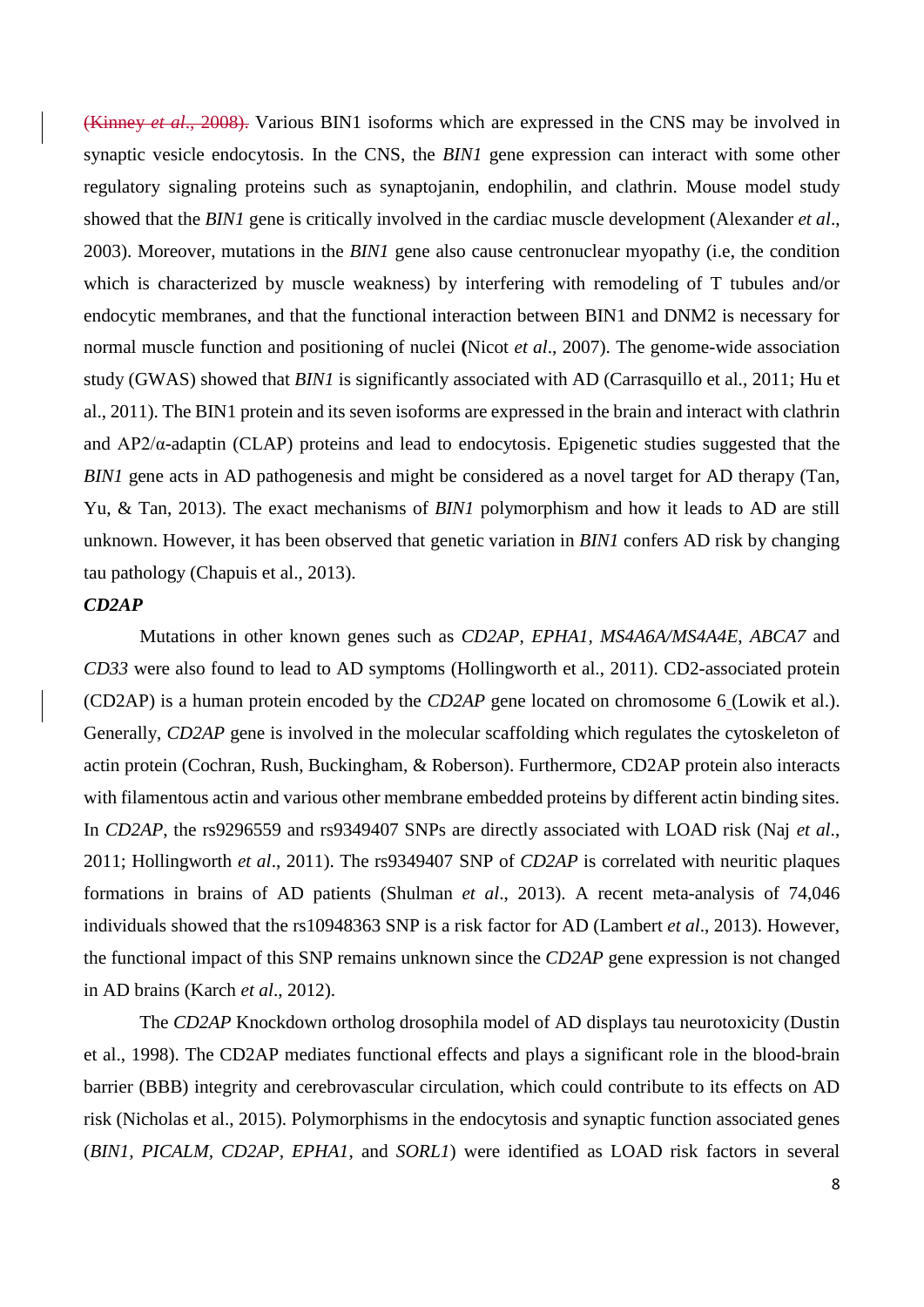~~(Kinney *et al*., 2008).~~ Various BIN1 isoforms which are expressed in the CNS may be involved in synaptic vesicle endocytosis. In the CNS, the *BIN1* gene expression can interact with some other regulatory signaling proteins such as synaptojanin, endophilin, and clathrin. Mouse model study showed that the *BIN1* gene is critically involved in the cardiac muscle development (Alexander *et al*., 2003). Moreover, mutations in the *BIN1* gene also cause centronuclear myopathy (i.e, the condition which is characterized by muscle weakness) by interfering with remodeling of T tubules and/or endocytic membranes, and that the functional interaction between BIN1 and DNM2 is necessary for normal muscle function and positioning of nuclei **(**Nicot *et al*., 2007). The genome-wide association study (GWAS) showed that *BIN1* is significantly associated with AD (Carrasquillo et al., 2011; Hu et al., 2011). The BIN1 protein and its seven isoforms are expressed in the brain and interact with clathrin and AP2/α-adaptin (CLAP) proteins and lead to endocytosis. Epigenetic studies suggested that the *BIN1* gene acts in AD pathogenesis and might be considered as a novel target for AD therapy (Tan, Yu, & Tan, 2013). The exact mechanisms of *BIN1* polymorphism and how it leads to AD are still unknown. However, it has been observed that genetic variation in *BIN1* confers AD risk by changing tau pathology (Chapuis et al., 2013).

***CD2AP***

Mutations in other known genes such as *CD2AP*, *EPHA1*, *MS4A6A/MS4A4E*, *ABCA7* and *CD33* were also found to lead to AD symptoms (Hollingworth et al., 2011). CD2-associated protein (CD2AP) is a human protein encoded by the *CD2AP* gene located on chromosome 6 (Lowik et al.). Generally, *CD2AP* gene is involved in the molecular scaffolding which regulates the cytoskeleton of actin protein (Cochran, Rush, Buckingham, & Roberson). Furthermore, CD2AP protein also interacts with filamentous actin and various other membrane embedded proteins by different actin binding sites. In *CD2AP*, the rs9296559 and rs9349407 SNPs are directly associated with LOAD risk (Naj *et al*., 2011; Hollingworth *et al*., 2011). The rs9349407 SNP of *CD2AP* is correlated with neuritic plaques formations in brains of AD patients (Shulman *et al*., 2013). A recent meta-analysis of 74,046 individuals showed that the rs10948363 SNP is a risk factor for AD (Lambert *et al*., 2013). However, the functional impact of this SNP remains unknown since the *CD2AP* gene expression is not changed in AD brains (Karch *et al*., 2012).

The *CD2AP* Knockdown ortholog drosophila model of AD displays tau neurotoxicity (Dustin et al., 1998). The CD2AP mediates functional effects and plays a significant role in the blood-brain barrier (BBB) integrity and cerebrovascular circulation, which could contribute to its effects on AD risk (Nicholas et al., 2015). Polymorphisms in the endocytosis and synaptic function associated genes (*BIN1*, *PICALM*, *CD2AP*, *EPHA1*, and *SORL1*) were identified as LOAD risk factors in several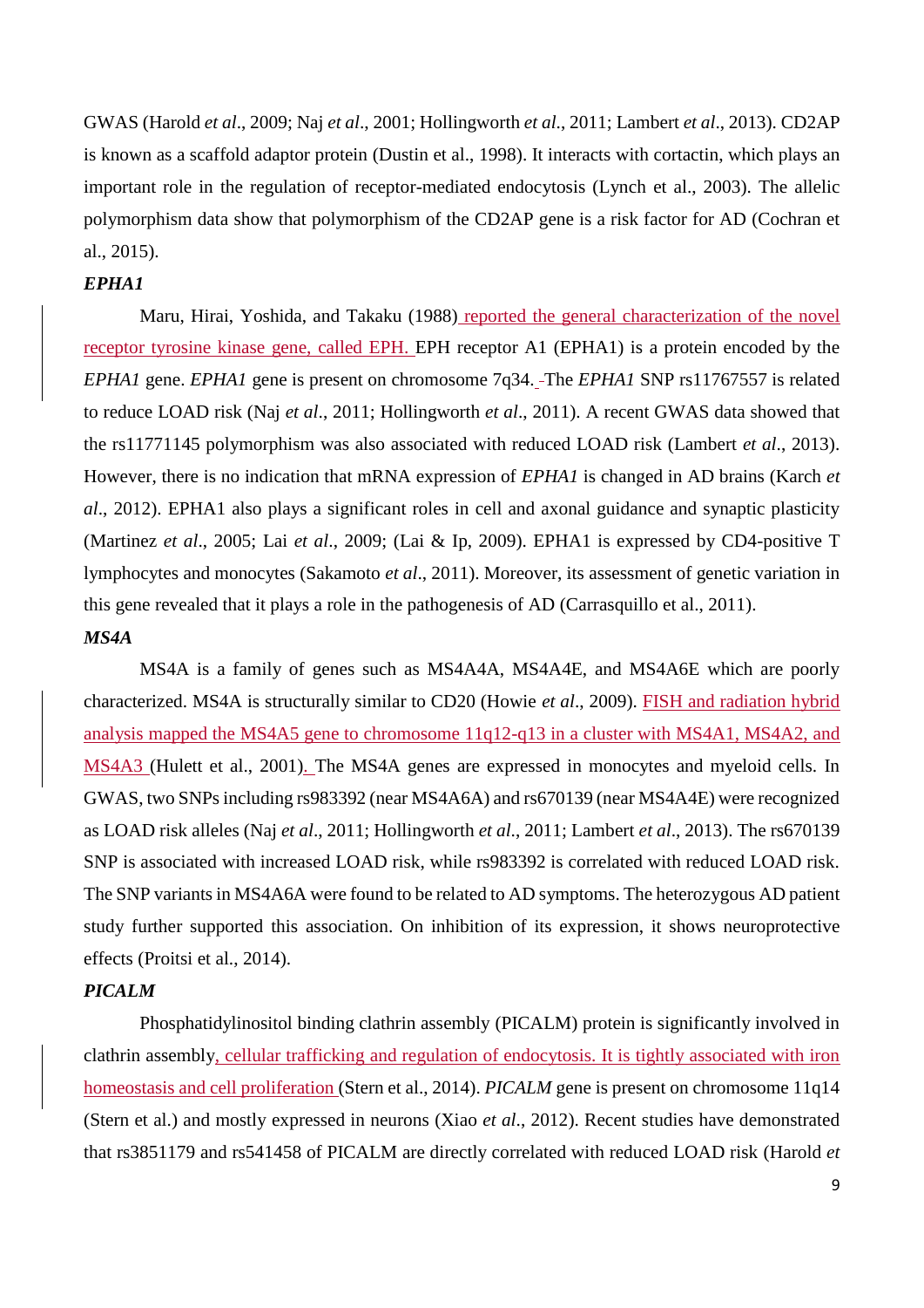GWAS (Harold *et al*., 2009; Naj *et al*., 2001; Hollingworth *et al*., 2011; Lambert *et al*., 2013). CD2AP is known as a scaffold adaptor protein (Dustin et al., 1998). It interacts with cortactin, which plays an important role in the regulation of receptor-mediated endocytosis (Lynch et al., 2003). The allelic polymorphism data show that polymorphism of the CD2AP gene is a risk factor for AD (Cochran et al., 2015).

***EPHA1***

Maru, Hirai, Yoshida, and Takaku (1988) reported the general characterization of the novel receptor tyrosine kinase gene, called EPH. EPH receptor A1 (EPHA1) is a protein encoded by the *EPHA1* gene. *EPHA1* gene is present on chromosome 7q34. The *EPHA1* SNP rs11767557 is related to reduce LOAD risk (Naj *et al*., 2011; Hollingworth *et al*., 2011). A recent GWAS data showed that the rs11771145 polymorphism was also associated with reduced LOAD risk (Lambert *et al*., 2013). However, there is no indication that mRNA expression of *EPHA1* is changed in AD brains (Karch *et al*., 2012). EPHA1 also plays a significant roles in cell and axonal guidance and synaptic plasticity (Martinez *et al*., 2005; Lai *et al*., 2009; (Lai & Ip, 2009). EPHA1 is expressed by CD4-positive T lymphocytes and monocytes (Sakamoto *et al*., 2011). Moreover, its assessment of genetic variation in this gene revealed that it plays a role in the pathogenesis of AD (Carrasquillo et al., 2011).

***MS4A***

MS4A is a family of genes such as MS4A4A, MS4A4E, and MS4A6E which are poorly characterized. MS4A is structurally similar to CD20 (Howie *et al*., 2009). FISH and radiation hybrid analysis mapped the MS4A5 gene to chromosome 11q12-q13 in a cluster with MS4A1, MS4A2, and MS4A3 (Hulett et al., 2001). The MS4A genes are expressed in monocytes and myeloid cells. In GWAS, two SNPs including rs983392 (near MS4A6A) and rs670139 (near MS4A4E) were recognized as LOAD risk alleles (Naj *et al*., 2011; Hollingworth *et al*., 2011; Lambert *et al*., 2013). The rs670139 SNP is associated with increased LOAD risk, while rs983392 is correlated with reduced LOAD risk. The SNP variants in MS4A6A were found to be related to AD symptoms. The heterozygous AD patient study further supported this association. On inhibition of its expression, it shows neuroprotective effects (Proitsi et al., 2014).

***PICALM***

Phosphatidylinositol binding clathrin assembly (PICALM) protein is significantly involved in clathrin assembly, cellular trafficking and regulation of endocytosis. It is tightly associated with iron homeostasis and cell proliferation (Stern et al., 2014). *PICALM* gene is present on chromosome 11q14 (Stern et al.) and mostly expressed in neurons (Xiao *et al*., 2012). Recent studies have demonstrated that rs3851179 and rs541458 of PICALM are directly correlated with reduced LOAD risk (Harold *et*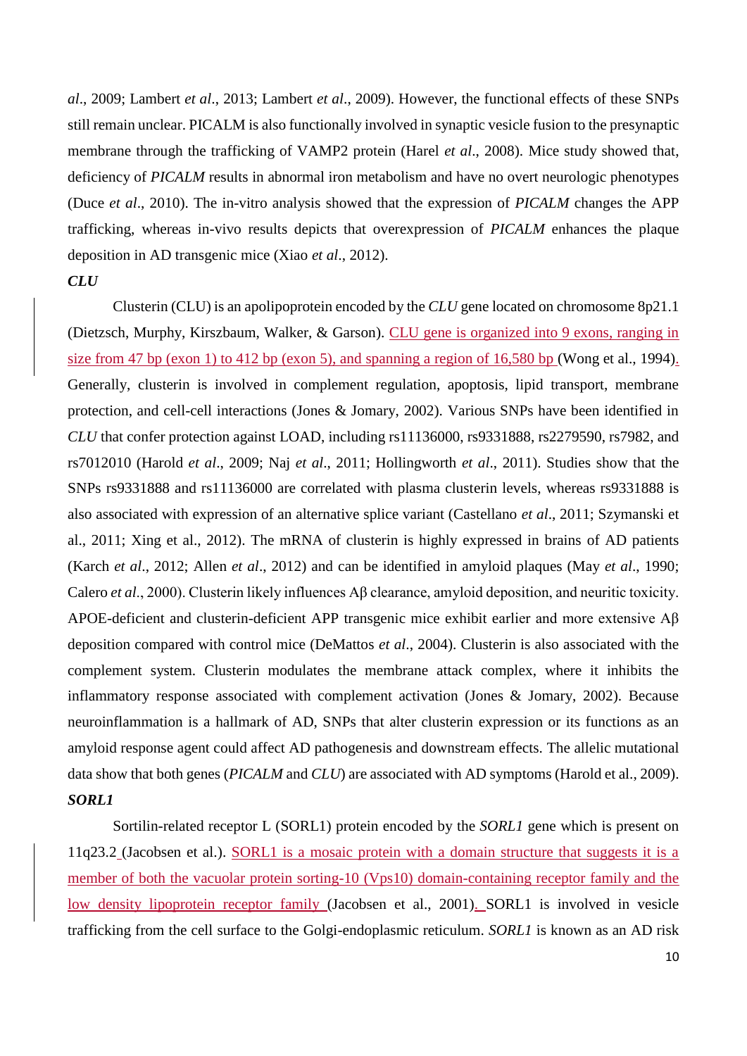*al*., 2009; Lambert *et al*., 2013; Lambert *et al*., 2009). However, the functional effects of these SNPs still remain unclear. PICALM is also functionally involved in synaptic vesicle fusion to the presynaptic membrane through the trafficking of VAMP2 protein (Harel *et al*., 2008). Mice study showed that, deficiency of *PICALM* results in abnormal iron metabolism and have no overt neurologic phenotypes (Duce *et al*., 2010). The in-vitro analysis showed that the expression of *PICALM* changes the APP trafficking, whereas in-vivo results depicts that overexpression of *PICALM* enhances the plaque deposition in AD transgenic mice (Xiao *et al*., 2012).

***CLU***

Clusterin (CLU) is an apolipoprotein encoded by the *CLU* gene located on chromosome 8p21.1 (Dietzsch, Murphy, Kirszbaum, Walker, & Garson). CLU gene is organized into 9 exons, ranging in size from 47 bp (exon 1) to 412 bp (exon 5), and spanning a region of 16,580 bp (Wong et al., 1994). Generally, clusterin is involved in complement regulation, apoptosis, lipid transport, membrane protection, and cell-cell interactions (Jones & Jomary, 2002). Various SNPs have been identified in *CLU* that confer protection against LOAD, including rs11136000, rs9331888, rs2279590, rs7982, and rs7012010 (Harold *et al*., 2009; Naj *et al*., 2011; Hollingworth *et al*., 2011). Studies show that the SNPs rs9331888 and rs11136000 are correlated with plasma clusterin levels, whereas rs9331888 is also associated with expression of an alternative splice variant (Castellano *et al*., 2011; Szymanski et al., 2011; Xing et al., 2012). The mRNA of clusterin is highly expressed in brains of AD patients (Karch *et al*., 2012; Allen *et al*., 2012) and can be identified in amyloid plaques (May *et al*., 1990; Calero *et al*., 2000). Clusterin likely influences Aβ clearance, amyloid deposition, and neuritic toxicity. APOE-deficient and clusterin-deficient APP transgenic mice exhibit earlier and more extensive Aβ deposition compared with control mice (DeMattos *et al*., 2004). Clusterin is also associated with the complement system. Clusterin modulates the membrane attack complex, where it inhibits the inflammatory response associated with complement activation (Jones & Jomary, 2002). Because neuroinflammation is a hallmark of AD, SNPs that alter clusterin expression or its functions as an amyloid response agent could affect AD pathogenesis and downstream effects. The allelic mutational data show that both genes (*PICALM* and *CLU*) are associated with AD symptoms (Harold et al., 2009).

***SORL1***

Sortilin-related receptor L (SORL1) protein encoded by the *SORL1* gene which is present on 11q23.2 (Jacobsen et al.). SORL1 is a mosaic protein with a domain structure that suggests it is a member of both the vacuolar protein sorting-10 (Vps10) domain-containing receptor family and the low density lipoprotein receptor family (Jacobsen et al., 2001). SORL1 is involved in vesicle trafficking from the cell surface to the Golgi-endoplasmic reticulum. *SORL1* is known as an AD risk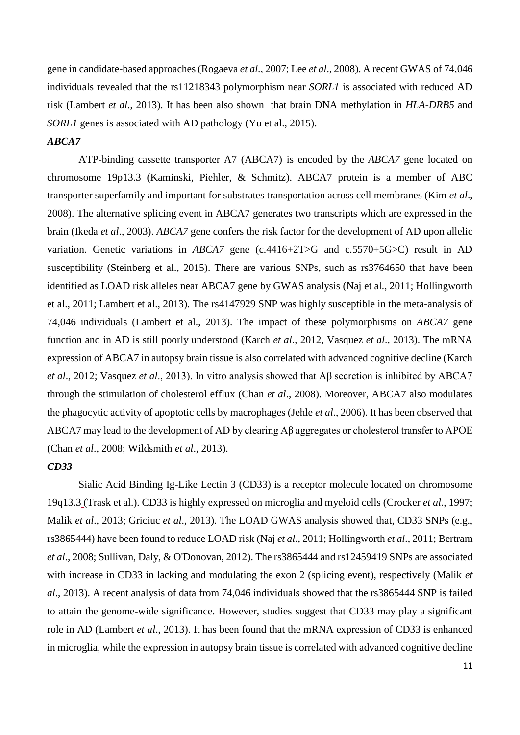gene in candidate-based approaches (Rogaeva *et al*., 2007; Lee *et al*., 2008). A recent GWAS of 74,046 individuals revealed that the rs11218343 polymorphism near *SORL1* is associated with reduced AD risk (Lambert *et al*., 2013). It has been also shown that brain DNA methylation in *HLA-DRB5* and *SORL1* genes is associated with AD pathology (Yu et al., 2015).

### *ABCA7*

ATP-binding cassette transporter A7 (ABCA7) is encoded by the *ABCA7* gene located on chromosome 19p13.3 (Kaminski, Piehler, & Schmitz). ABCA7 protein is a member of ABC transporter superfamily and important for substrates transportation across cell membranes (Kim *et al*., 2008). The alternative splicing event in ABCA7 generates two transcripts which are expressed in the brain (Ikeda *et al*., 2003). *ABCA7* gene confers the risk factor for the development of AD upon allelic variation. Genetic variations in *ABCA7* gene (c.4416+2T>G and c.5570+5G>C) result in AD susceptibility (Steinberg et al., 2015). There are various SNPs, such as rs3764650 that have been identified as LOAD risk alleles near ABCA7 gene by GWAS analysis (Naj et al., 2011; Hollingworth et al., 2011; Lambert et al., 2013). The rs4147929 SNP was highly susceptible in the meta-analysis of 74,046 individuals (Lambert et al., 2013). The impact of these polymorphisms on *ABCA7* gene function and in AD is still poorly understood (Karch *et al*., 2012, Vasquez *et al*., 2013). The mRNA expression of ABCA7 in autopsy brain tissue is also correlated with advanced cognitive decline (Karch *et al*., 2012; Vasquez *et al*., 2013). In vitro analysis showed that Aβ secretion is inhibited by ABCA7 through the stimulation of cholesterol efflux (Chan *et al*., 2008). Moreover, ABCA7 also modulates the phagocytic activity of apoptotic cells by macrophages (Jehle *et al*., 2006). It has been observed that ABCA7 may lead to the development of AD by clearing Aβ aggregates or cholesterol transfer to APOE (Chan *et al*., 2008; Wildsmith *et al*., 2013).

### *CD33*

Sialic Acid Binding Ig-Like Lectin 3 (CD33) is a receptor molecule located on chromosome 19q13.3 (Trask et al.). CD33 is highly expressed on microglia and myeloid cells (Crocker *et al*., 1997; Malik *et al*., 2013; Griciuc *et al*., 2013). The LOAD GWAS analysis showed that, CD33 SNPs (e.g., rs3865444) have been found to reduce LOAD risk (Naj *et al*., 2011; Hollingworth *et al*., 2011; Bertram *et al*., 2008; Sullivan, Daly, & O'Donovan, 2012). The rs3865444 and rs12459419 SNPs are associated with increase in CD33 in lacking and modulating the exon 2 (splicing event), respectively (Malik *et al*., 2013). A recent analysis of data from 74,046 individuals showed that the rs3865444 SNP is failed to attain the genome-wide significance. However, studies suggest that CD33 may play a significant role in AD (Lambert *et al*., 2013). It has been found that the mRNA expression of CD33 is enhanced in microglia, while the expression in autopsy brain tissue is correlated with advanced cognitive decline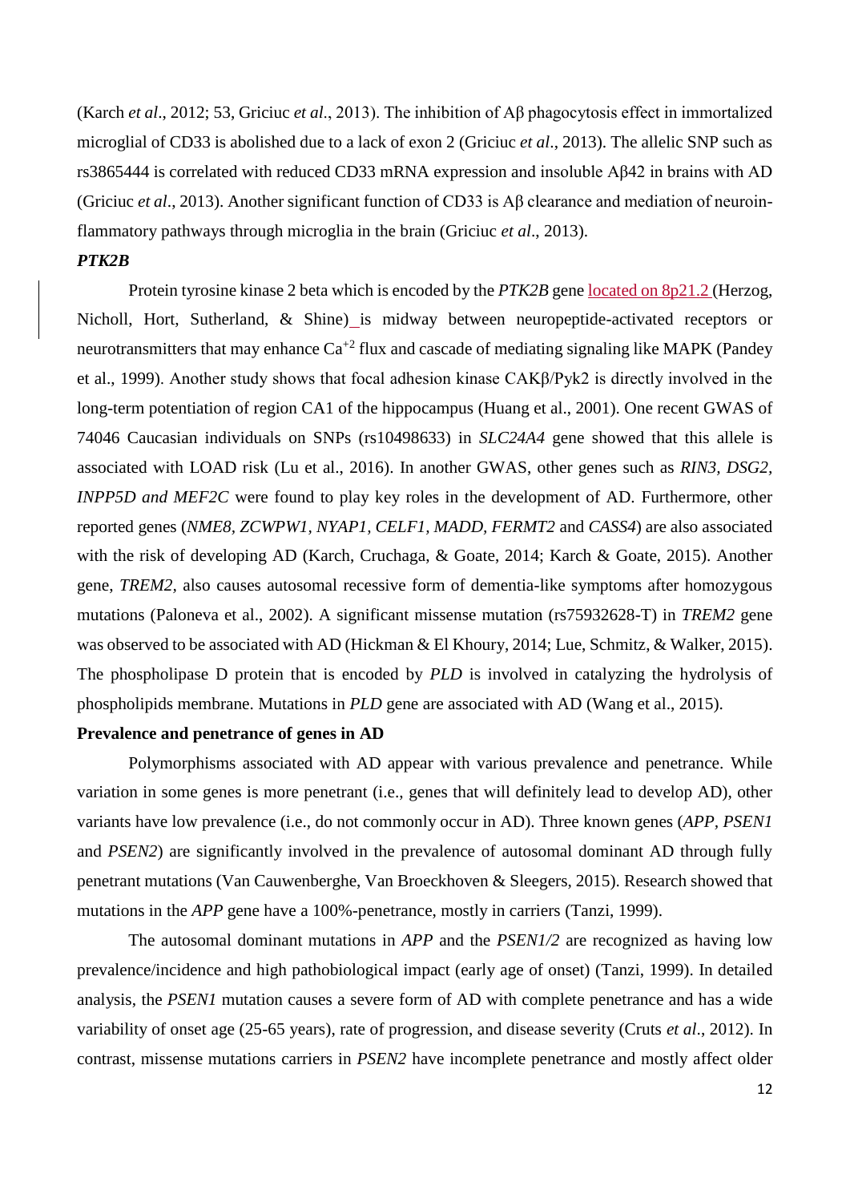(Karch *et al*., 2012; 53, Griciuc *et al*., 2013). The inhibition of Aβ phagocytosis effect in immortalized microglial of CD33 is abolished due to a lack of exon 2 (Griciuc *et al*., 2013). The allelic SNP such as rs3865444 is correlated with reduced CD33 mRNA expression and insoluble Aβ42 in brains with AD (Griciuc *et al*., 2013). Another significant function of CD33 is Aβ clearance and mediation of neuroinflammatory pathways through microglia in the brain (Griciuc *et al*., 2013).

***PTK2B***

Protein tyrosine kinase 2 beta which is encoded by the *PTK2B* gene located on 8p21.2 (Herzog, Nicholl, Hort, Sutherland, & Shine) is midway between neuropeptide-activated receptors or neurotransmitters that may enhance $Ca^{+2}$ flux and cascade of mediating signaling like MAPK (Pandey et al., 1999). Another study shows that focal adhesion kinase CAKβ/Pyk2 is directly involved in the long-term potentiation of region CA1 of the hippocampus (Huang et al., 2001). One recent GWAS of 74046 Caucasian individuals on SNPs (rs10498633) in *SLC24A4* gene showed that this allele is associated with LOAD risk (Lu et al., 2016). In another GWAS, other genes such as *RIN3, DSG2, INPP5D and MEF2C* were found to play key roles in the development of AD. Furthermore, other reported genes (*NME8, ZCWPW1, NYAP1, CELF1, MADD, FERMT2* and *CASS4*) are also associated with the risk of developing AD (Karch, Cruchaga, & Goate, 2014; Karch & Goate, 2015). Another gene, *TREM2*, also causes autosomal recessive form of dementia-like symptoms after homozygous mutations (Paloneva et al., 2002). A significant missense mutation (rs75932628-T) in *TREM2* gene was observed to be associated with AD (Hickman & El Khoury, 2014; Lue, Schmitz, & Walker, 2015). The phospholipase D protein that is encoded by *PLD* is involved in catalyzing the hydrolysis of phospholipids membrane. Mutations in *PLD* gene are associated with AD (Wang et al., 2015).

**Prevalence and penetrance of genes in AD**

Polymorphisms associated with AD appear with various prevalence and penetrance. While variation in some genes is more penetrant (i.e., genes that will definitely lead to develop AD), other variants have low prevalence (i.e., do not commonly occur in AD). Three known genes (*APP, PSEN1* and *PSEN2*) are significantly involved in the prevalence of autosomal dominant AD through fully penetrant mutations (Van Cauwenberghe, Van Broeckhoven & Sleegers, 2015). Research showed that mutations in the *APP* gene have a 100%-penetrance, mostly in carriers (Tanzi, 1999).

The autosomal dominant mutations in *APP* and the *PSEN1/2* are recognized as having low prevalence/incidence and high pathobiological impact (early age of onset) (Tanzi, 1999). In detailed analysis, the *PSEN1* mutation causes a severe form of AD with complete penetrance and has a wide variability of onset age (25-65 years), rate of progression, and disease severity (Cruts *et al*., 2012). In contrast, missense mutations carriers in *PSEN2* have incomplete penetrance and mostly affect older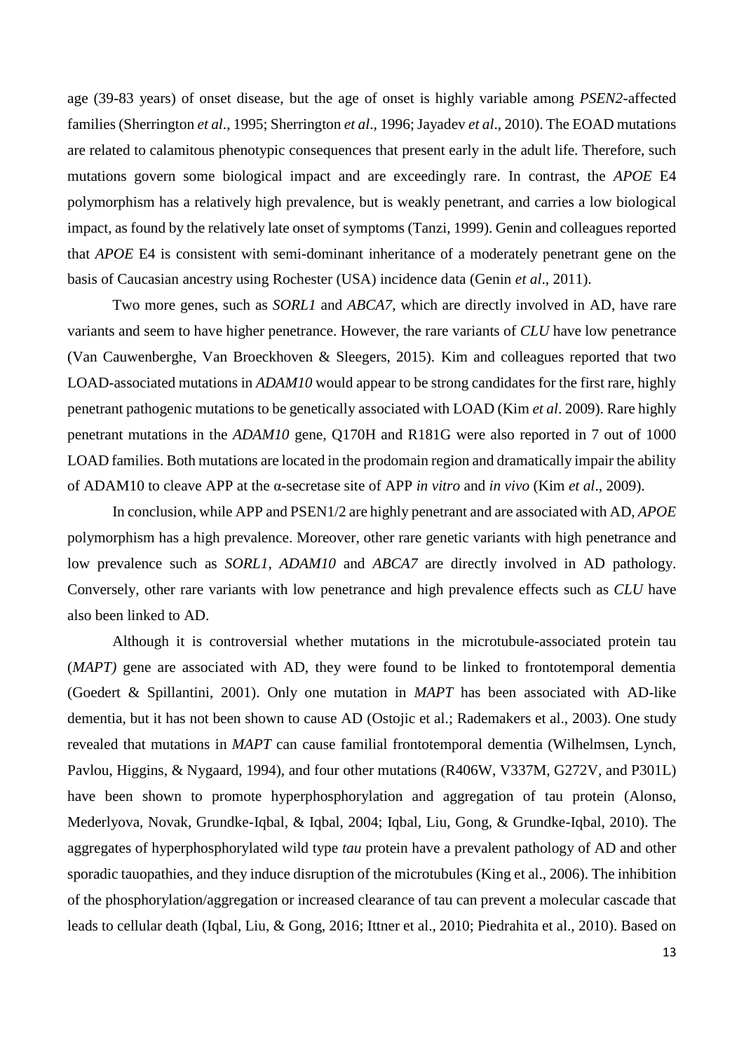age (39-83 years) of onset disease, but the age of onset is highly variable among *PSEN2*-affected families (Sherrington *et al*., 1995; Sherrington *et al*., 1996; Jayadev *et al*., 2010). The EOAD mutations are related to calamitous phenotypic consequences that present early in the adult life. Therefore, such mutations govern some biological impact and are exceedingly rare. In contrast, the *APOE* E4 polymorphism has a relatively high prevalence, but is weakly penetrant, and carries a low biological impact, as found by the relatively late onset of symptoms (Tanzi, 1999). Genin and colleagues reported that *APOE* E4 is consistent with semi-dominant inheritance of a moderately penetrant gene on the basis of Caucasian ancestry using Rochester (USA) incidence data (Genin *et al*., 2011).

Two more genes, such as *SORL1* and *ABCA7*, which are directly involved in AD, have rare variants and seem to have higher penetrance. However, the rare variants of *CLU* have low penetrance (Van Cauwenberghe, Van Broeckhoven & Sleegers, 2015). Kim and colleagues reported that two LOAD-associated mutations in *ADAM10* would appear to be strong candidates for the first rare, highly penetrant pathogenic mutations to be genetically associated with LOAD (Kim *et al*. 2009). Rare highly penetrant mutations in the *ADAM10* gene, Q170H and R181G were also reported in 7 out of 1000 LOAD families. Both mutations are located in the prodomain region and dramatically impair the ability of ADAM10 to cleave APP at the α-secretase site of APP *in vitro* and *in vivo* (Kim *et al*., 2009).

In conclusion, while APP and PSEN1/2 are highly penetrant and are associated with AD, *APOE* polymorphism has a high prevalence. Moreover, other rare genetic variants with high penetrance and low prevalence such as *SORL1, ADAM10* and *ABCA7* are directly involved in AD pathology. Conversely, other rare variants with low penetrance and high prevalence effects such as *CLU* have also been linked to AD.

Although it is controversial whether mutations in the microtubule-associated protein tau (*MAPT)* gene are associated with AD, they were found to be linked to frontotemporal dementia (Goedert & Spillantini, 2001). Only one mutation in *MAPT* has been associated with AD-like dementia, but it has not been shown to cause AD (Ostojic et al.; Rademakers et al., 2003). One study revealed that mutations in *MAPT* can cause familial frontotemporal dementia (Wilhelmsen, Lynch, Pavlou, Higgins, & Nygaard, 1994), and four other mutations (R406W, V337M, G272V, and P301L) have been shown to promote hyperphosphorylation and aggregation of tau protein (Alonso, Mederlyova, Novak, Grundke-Iqbal, & Iqbal, 2004; Iqbal, Liu, Gong, & Grundke-Iqbal, 2010). The aggregates of hyperphosphorylated wild type *tau* protein have a prevalent pathology of AD and other sporadic tauopathies, and they induce disruption of the microtubules (King et al., 2006). The inhibition of the phosphorylation/aggregation or increased clearance of tau can prevent a molecular cascade that leads to cellular death (Iqbal, Liu, & Gong, 2016; Ittner et al., 2010; Piedrahita et al., 2010). Based on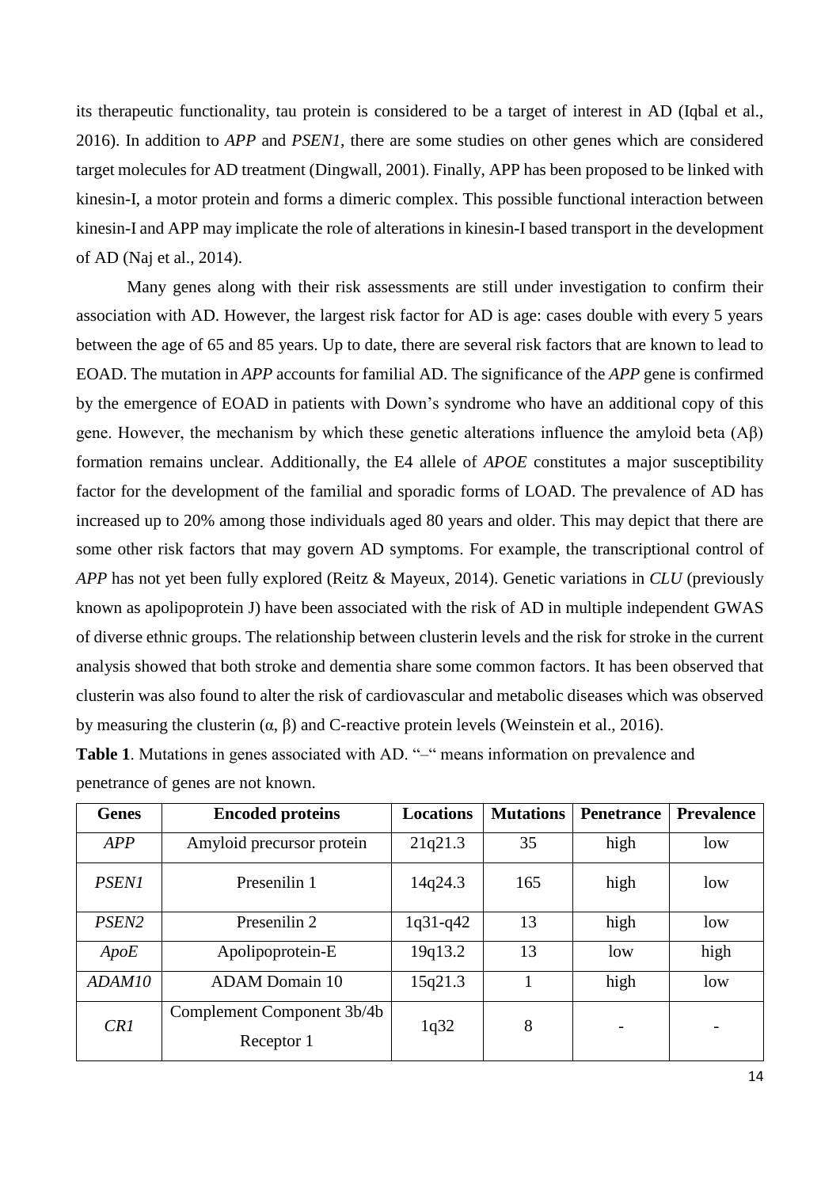its therapeutic functionality, tau protein is considered to be a target of interest in AD (Iqbal et al., 2016). In addition to *APP* and *PSEN1*, there are some studies on other genes which are considered target molecules for AD treatment (Dingwall, 2001). Finally, APP has been proposed to be linked with kinesin-I, a motor protein and forms a dimeric complex. This possible functional interaction between kinesin-I and APP may implicate the role of alterations in kinesin-I based transport in the development of AD (Naj et al., 2014).

Many genes along with their risk assessments are still under investigation to confirm their association with AD. However, the largest risk factor for AD is age: cases double with every 5 years between the age of 65 and 85 years. Up to date, there are several risk factors that are known to lead to EOAD. The mutation in *APP* accounts for familial AD. The significance of the *APP* gene is confirmed by the emergence of EOAD in patients with Down's syndrome who have an additional copy of this gene. However, the mechanism by which these genetic alterations influence the amyloid beta (Aβ) formation remains unclear. Additionally, the E4 allele of *APOE* constitutes a major susceptibility factor for the development of the familial and sporadic forms of LOAD. The prevalence of AD has increased up to 20% among those individuals aged 80 years and older. This may depict that there are some other risk factors that may govern AD symptoms. For example, the transcriptional control of *APP* has not yet been fully explored (Reitz & Mayeux, 2014). Genetic variations in *CLU* (previously known as apolipoprotein J) have been associated with the risk of AD in multiple independent GWAS of diverse ethnic groups. The relationship between clusterin levels and the risk for stroke in the current analysis showed that both stroke and dementia share some common factors. It has been observed that clusterin was also found to alter the risk of cardiovascular and metabolic diseases which was observed by measuring the clusterin (α, β) and C-reactive protein levels (Weinstein et al., 2016).

**Table 1**. Mutations in genes associated with AD. "–" means information on prevalence and penetrance of genes are not known.

| Genes | Encoded proteins | Locations | Mutations | Penetrance | Prevalence |
|---|---|---|---|---|---|
| *APP* | Amyloid precursor protein | 21q21.3 | 35 | high | low |
| *PSEN1* | Presenilin 1 | 14q24.3 | 165 | high | low |
| *PSEN2* | Presenilin 2 | 1q31-q42 | 13 | high | low |
| *ApoE* | Apolipoprotein-E | 19q13.2 | 13 | low | high |
| *ADAM10* | ADAM Domain 10 | 15q21.3 | 1 | high | low |
| *CR1* | Complement Component 3b/4b Receptor 1 | 1q32 | 8 | - | - |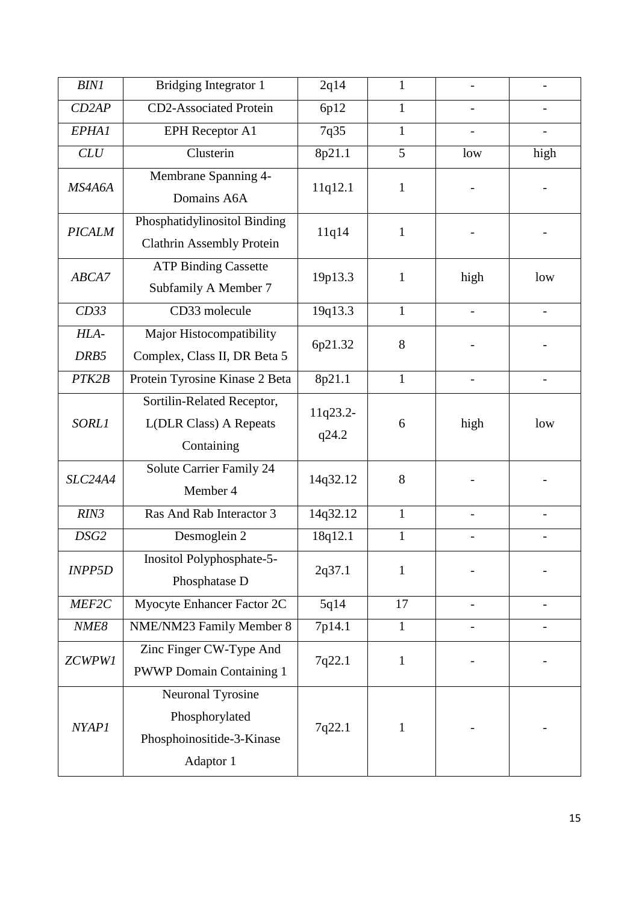| | | | | | |
|---|---|---|---|---|---|
| *BIN1* | Bridging Integrator 1 | 2q14 | 1 | - | - |
| *CD2AP* | CD2-Associated Protein | 6p12 | 1 | - | - |
| *EPHA1* | EPH Receptor A1 | 7q35 | 1 | - | - |
| *CLU* | Clusterin | 8p21.1 | 5 | low | high |
| *MS4A6A* | Membrane Spanning 4-Domains A6A | 11q12.1 | 1 | - | - |
| *PICALM* | Phosphatidylinositol Binding Clathrin Assembly Protein | 11q14 | 1 | - | - |
| *ABCA7* | ATP Binding Cassette Subfamily A Member 7 | 19p13.3 | 1 | high | low |
| *CD33* | CD33 molecule | 19q13.3 | 1 | - | - |
| *HLA-DRB5* | Major Histocompatibility Complex, Class II, DR Beta 5 | 6p21.32 | 8 | - | - |
| *PTK2B* | Protein Tyrosine Kinase 2 Beta | 8p21.1 | 1 | - | - |
| *SORL1* | Sortilin-Related Receptor, L(DLR Class) A Repeats Containing | 11q23.2-q24.2 | 6 | high | low |
| *SLC24A4* | Solute Carrier Family 24 Member 4 | 14q32.12 | 8 | - | - |
| *RIN3* | Ras And Rab Interactor 3 | 14q32.12 | 1 | - | - |
| *DSG2* | Desmoglein 2 | 18q12.1 | 1 | - | - |
| *INPP5D* | Inositol Polyphosphate-5-Phosphatase D | 2q37.1 | 1 | - | - |
| *MEF2C* | Myocyte Enhancer Factor 2C | 5q14 | 17 | - | - |
| *NME8* | NME/NM23 Family Member 8 | 7p14.1 | 1 | - | - |
| *ZCWPW1* | Zinc Finger CW-Type And PWWP Domain Containing 1 | 7q22.1 | 1 | - | - |
| *NYAP1* | Neuronal Tyrosine Phosphorylated Phosphoinositide-3-Kinase Adaptor 1 | 7q22.1 | 1 | - | - |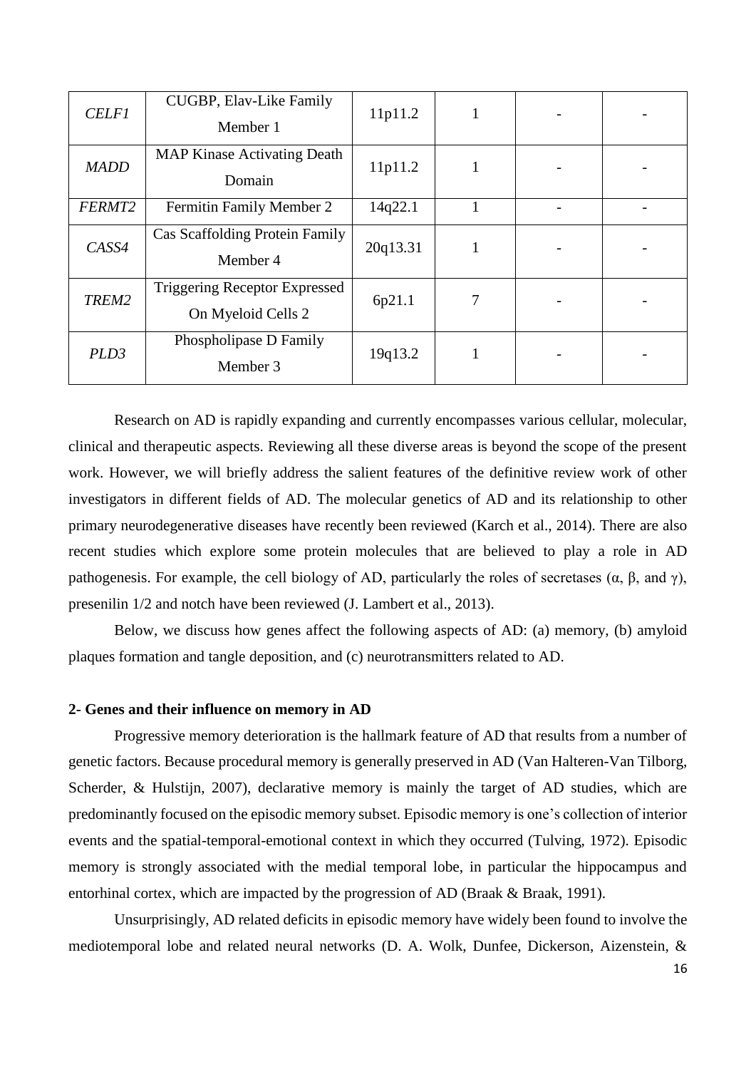| *CELF1* | CUGBP, Elav-Like Family Member 1 | 11p11.2 | 1 | - | - |
|---|---|---|---|---|---|
| *MADD* | MAP Kinase Activating Death Domain | 11p11.2 | 1 | - | - |
| *FERMT2* | Fermitin Family Member 2 | 14q22.1 | 1 | - | - |
| *CASS4* | Cas Scaffolding Protein Family Member 4 | 20q13.31 | 1 | - | - |
| *TREM2* | Triggering Receptor Expressed On Myeloid Cells 2 | 6p21.1 | 7 | - | - |
| *PLD3* | Phospholipase D Family Member 3 | 19q13.2 | 1 | - | - |

Research on AD is rapidly expanding and currently encompasses various cellular, molecular, clinical and therapeutic aspects. Reviewing all these diverse areas is beyond the scope of the present work. However, we will briefly address the salient features of the definitive review work of other investigators in different fields of AD. The molecular genetics of AD and its relationship to other primary neurodegenerative diseases have recently been reviewed (Karch et al., 2014). There are also recent studies which explore some protein molecules that are believed to play a role in AD pathogenesis. For example, the cell biology of AD, particularly the roles of secretases (α, β, and γ), presenilin 1/2 and notch have been reviewed (J. Lambert et al., 2013).

Below, we discuss how genes affect the following aspects of AD: (a) memory, (b) amyloid plaques formation and tangle deposition, and (c) neurotransmitters related to AD.

## 2- Genes and their influence on memory in AD

Progressive memory deterioration is the hallmark feature of AD that results from a number of genetic factors. Because procedural memory is generally preserved in AD (Van Halteren-Van Tilborg, Scherder, & Hulstijn, 2007), declarative memory is mainly the target of AD studies, which are predominantly focused on the episodic memory subset. Episodic memory is one's collection of interior events and the spatial-temporal-emotional context in which they occurred (Tulving, 1972). Episodic memory is strongly associated with the medial temporal lobe, in particular the hippocampus and entorhinal cortex, which are impacted by the progression of AD (Braak & Braak, 1991).

Unsurprisingly, AD related deficits in episodic memory have widely been found to involve the mediotemporal lobe and related neural networks (D. A. Wolk, Dunfee, Dickerson, Aizenstein, &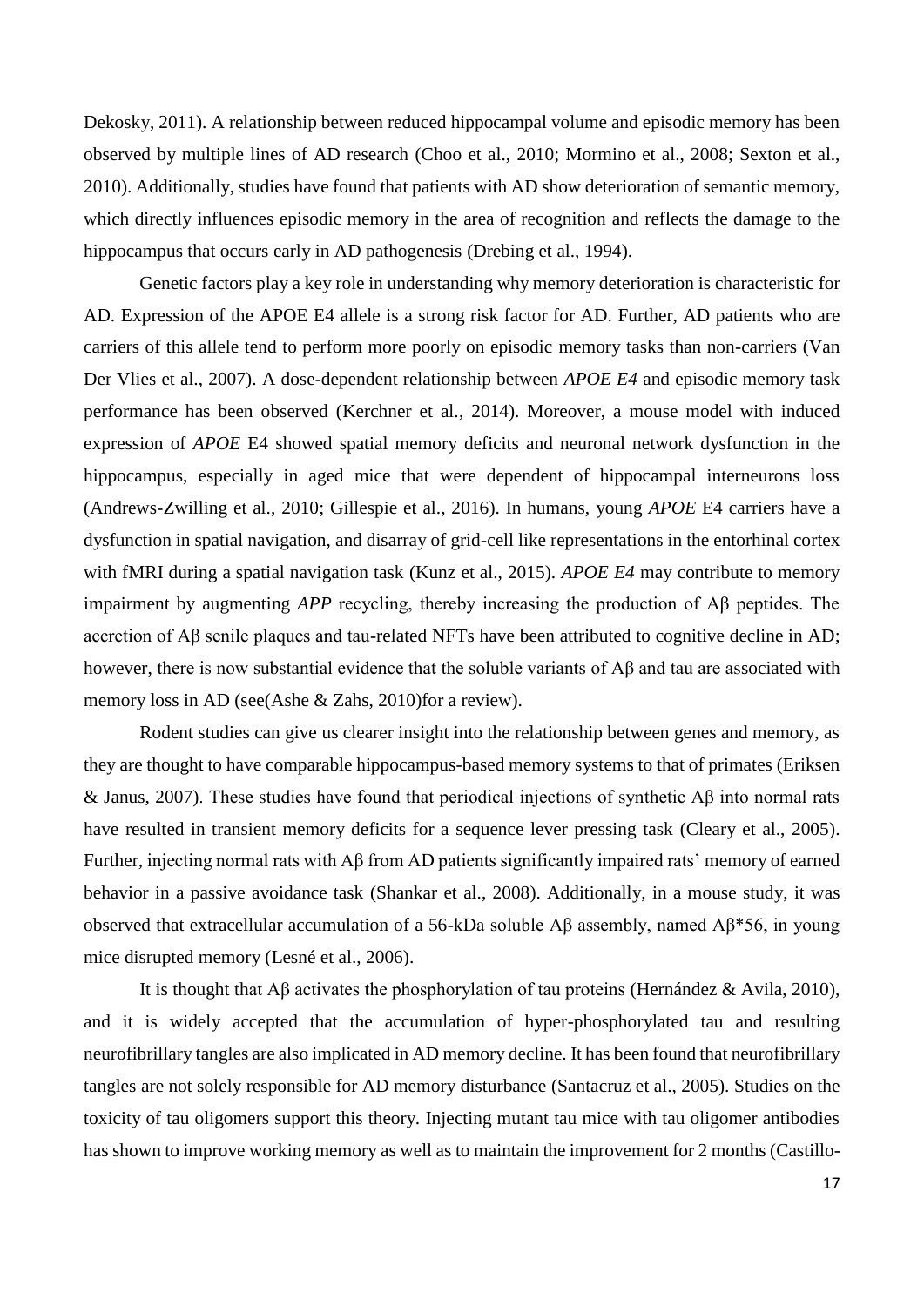Dekosky, 2011). A relationship between reduced hippocampal volume and episodic memory has been observed by multiple lines of AD research (Choo et al., 2010; Mormino et al., 2008; Sexton et al., 2010). Additionally, studies have found that patients with AD show deterioration of semantic memory, which directly influences episodic memory in the area of recognition and reflects the damage to the hippocampus that occurs early in AD pathogenesis (Drebing et al., 1994).

Genetic factors play a key role in understanding why memory deterioration is characteristic for AD. Expression of the APOE E4 allele is a strong risk factor for AD. Further, AD patients who are carriers of this allele tend to perform more poorly on episodic memory tasks than non-carriers (Van Der Vlies et al., 2007). A dose-dependent relationship between *APOE E4* and episodic memory task performance has been observed (Kerchner et al., 2014). Moreover, a mouse model with induced expression of *APOE* E4 showed spatial memory deficits and neuronal network dysfunction in the hippocampus, especially in aged mice that were dependent of hippocampal interneurons loss (Andrews-Zwilling et al., 2010; Gillespie et al., 2016). In humans, young *APOE* E4 carriers have a dysfunction in spatial navigation, and disarray of grid-cell like representations in the entorhinal cortex with fMRI during a spatial navigation task (Kunz et al., 2015). *APOE E4* may contribute to memory impairment by augmenting *APP* recycling, thereby increasing the production of Aβ peptides. The accretion of Aβ senile plaques and tau-related NFTs have been attributed to cognitive decline in AD; however, there is now substantial evidence that the soluble variants of Aβ and tau are associated with memory loss in AD (see(Ashe & Zahs, 2010)for a review).

Rodent studies can give us clearer insight into the relationship between genes and memory, as they are thought to have comparable hippocampus-based memory systems to that of primates (Eriksen & Janus, 2007). These studies have found that periodical injections of synthetic Aβ into normal rats have resulted in transient memory deficits for a sequence lever pressing task (Cleary et al., 2005). Further, injecting normal rats with Aβ from AD patients significantly impaired rats' memory of earned behavior in a passive avoidance task (Shankar et al., 2008). Additionally, in a mouse study, it was observed that extracellular accumulation of a 56-kDa soluble Aβ assembly, named Aβ*56, in young mice disrupted memory (Lesné et al., 2006).

It is thought that Aβ activates the phosphorylation of tau proteins (Hernández & Avila, 2010), and it is widely accepted that the accumulation of hyper-phosphorylated tau and resulting neurofibrillary tangles are also implicated in AD memory decline. It has been found that neurofibrillary tangles are not solely responsible for AD memory disturbance (Santacruz et al., 2005). Studies on the toxicity of tau oligomers support this theory. Injecting mutant tau mice with tau oligomer antibodies has shown to improve working memory as well as to maintain the improvement for 2 months (Castillo-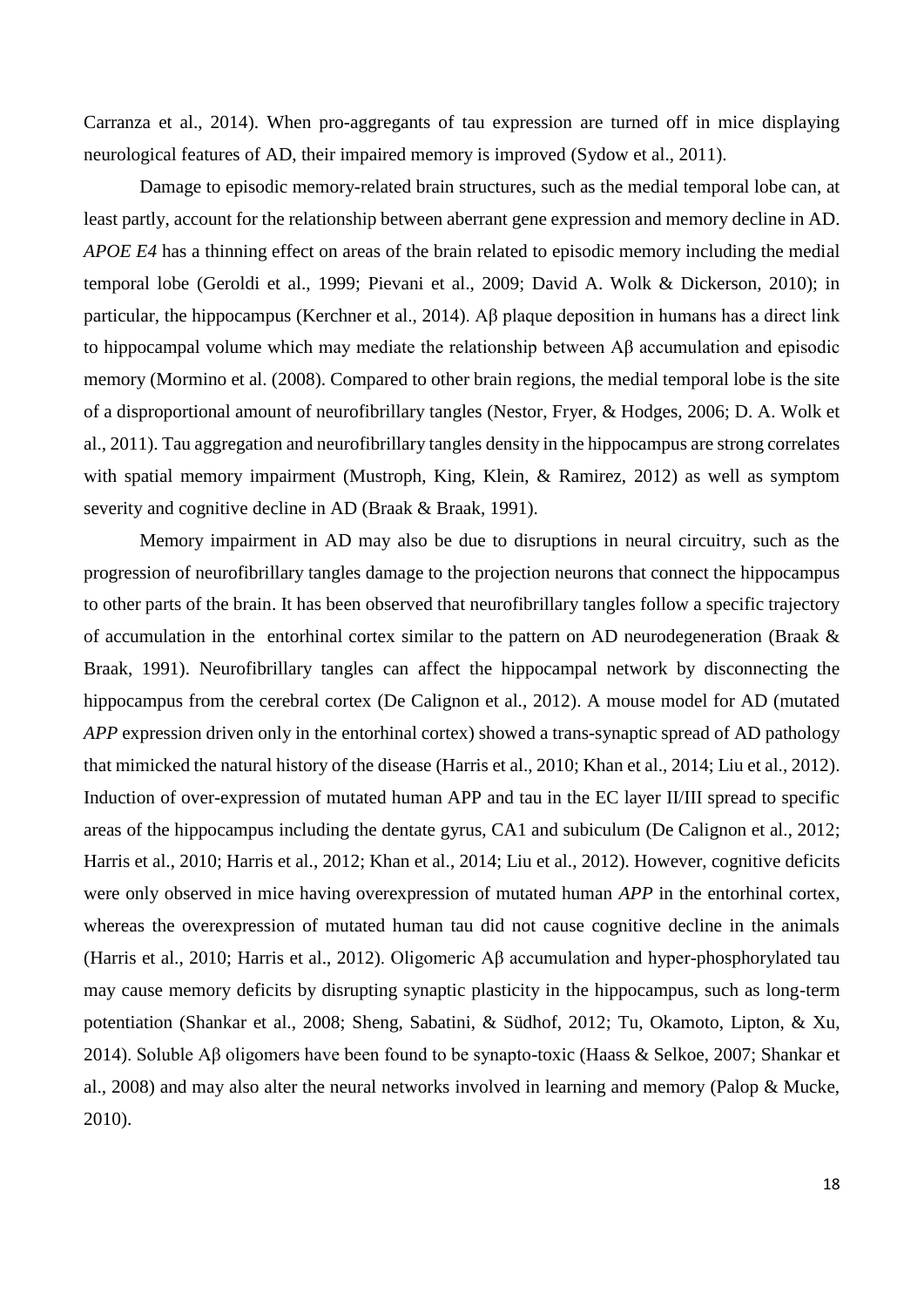Carranza et al., 2014). When pro-aggregants of tau expression are turned off in mice displaying neurological features of AD, their impaired memory is improved (Sydow et al., 2011).

Damage to episodic memory-related brain structures, such as the medial temporal lobe can, at least partly, account for the relationship between aberrant gene expression and memory decline in AD. *APOE E4* has a thinning effect on areas of the brain related to episodic memory including the medial temporal lobe (Geroldi et al., 1999; Pievani et al., 2009; David A. Wolk & Dickerson, 2010); in particular, the hippocampus (Kerchner et al., 2014). Aβ plaque deposition in humans has a direct link to hippocampal volume which may mediate the relationship between Aβ accumulation and episodic memory (Mormino et al. (2008). Compared to other brain regions, the medial temporal lobe is the site of a disproportional amount of neurofibrillary tangles (Nestor, Fryer, & Hodges, 2006; D. A. Wolk et al., 2011). Tau aggregation and neurofibrillary tangles density in the hippocampus are strong correlates with spatial memory impairment (Mustroph, King, Klein, & Ramirez, 2012) as well as symptom severity and cognitive decline in AD (Braak & Braak, 1991).

Memory impairment in AD may also be due to disruptions in neural circuitry, such as the progression of neurofibrillary tangles damage to the projection neurons that connect the hippocampus to other parts of the brain. It has been observed that neurofibrillary tangles follow a specific trajectory of accumulation in the entorhinal cortex similar to the pattern on AD neurodegeneration (Braak & Braak, 1991). Neurofibrillary tangles can affect the hippocampal network by disconnecting the hippocampus from the cerebral cortex (De Calignon et al., 2012). A mouse model for AD (mutated *APP* expression driven only in the entorhinal cortex) showed a trans-synaptic spread of AD pathology that mimicked the natural history of the disease (Harris et al., 2010; Khan et al., 2014; Liu et al., 2012). Induction of over-expression of mutated human APP and tau in the EC layer II/III spread to specific areas of the hippocampus including the dentate gyrus, CA1 and subiculum (De Calignon et al., 2012; Harris et al., 2010; Harris et al., 2012; Khan et al., 2014; Liu et al., 2012). However, cognitive deficits were only observed in mice having overexpression of mutated human *APP* in the entorhinal cortex, whereas the overexpression of mutated human tau did not cause cognitive decline in the animals (Harris et al., 2010; Harris et al., 2012). Oligomeric Aβ accumulation and hyper-phosphorylated tau may cause memory deficits by disrupting synaptic plasticity in the hippocampus, such as long-term potentiation (Shankar et al., 2008; Sheng, Sabatini, & Südhof, 2012; Tu, Okamoto, Lipton, & Xu, 2014). Soluble Aβ oligomers have been found to be synapto-toxic (Haass & Selkoe, 2007; Shankar et al., 2008) and may also alter the neural networks involved in learning and memory (Palop & Mucke, 2010).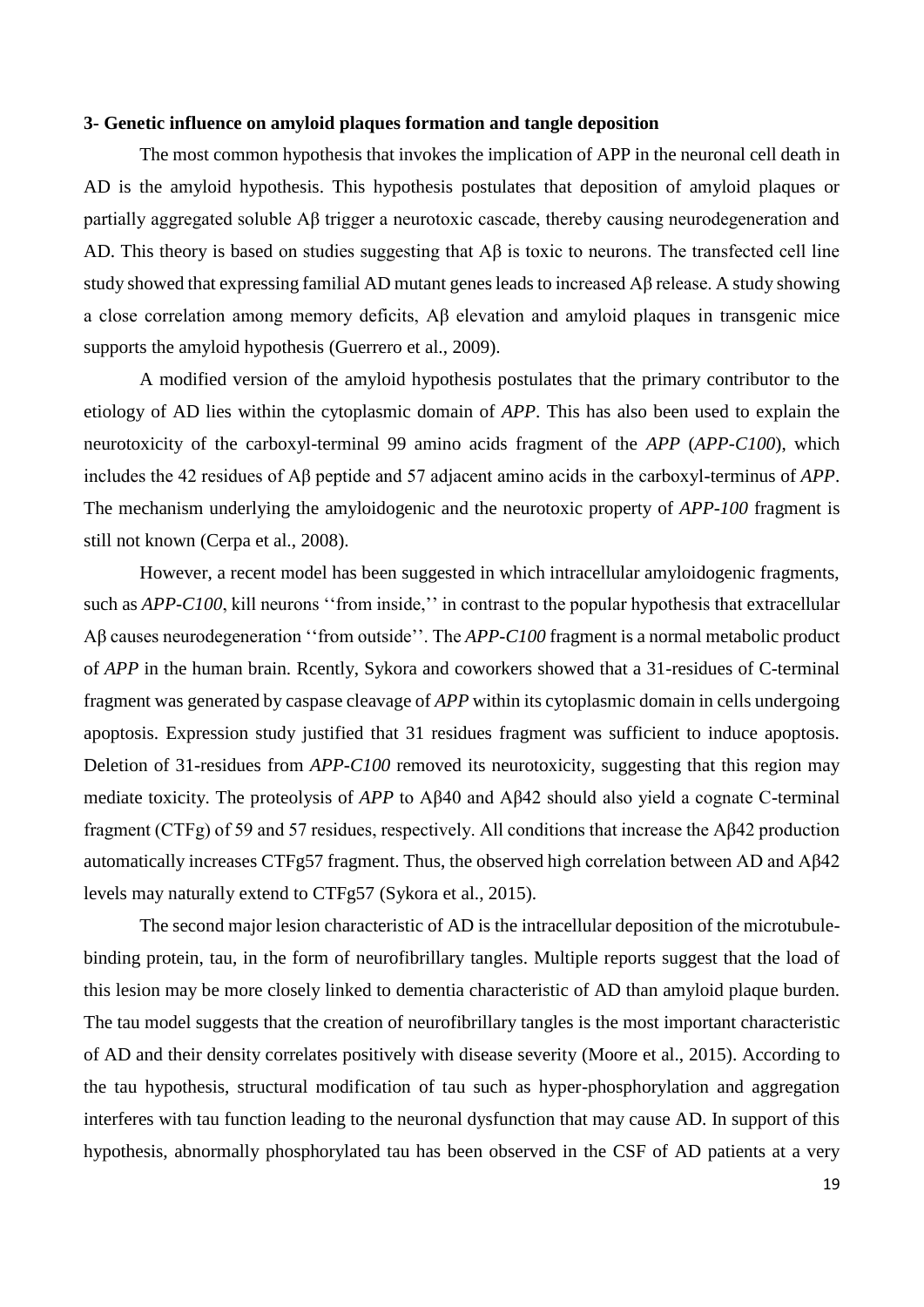**3- Genetic influence on amyloid plaques formation and tangle deposition**

The most common hypothesis that invokes the implication of APP in the neuronal cell death in AD is the amyloid hypothesis. This hypothesis postulates that deposition of amyloid plaques or partially aggregated soluble Aβ trigger a neurotoxic cascade, thereby causing neurodegeneration and AD. This theory is based on studies suggesting that Aβ is toxic to neurons. The transfected cell line study showed that expressing familial AD mutant genes leads to increased Aβ release. A study showing a close correlation among memory deficits, Aβ elevation and amyloid plaques in transgenic mice supports the amyloid hypothesis (Guerrero et al., 2009).

A modified version of the amyloid hypothesis postulates that the primary contributor to the etiology of AD lies within the cytoplasmic domain of *APP*. This has also been used to explain the neurotoxicity of the carboxyl-terminal 99 amino acids fragment of the *APP* (*APP-C100*), which includes the 42 residues of Aβ peptide and 57 adjacent amino acids in the carboxyl-terminus of *APP*. The mechanism underlying the amyloidogenic and the neurotoxic property of *APP-100* fragment is still not known (Cerpa et al., 2008).

However, a recent model has been suggested in which intracellular amyloidogenic fragments, such as *APP-C100*, kill neurons ''from inside,'' in contrast to the popular hypothesis that extracellular Aβ causes neurodegeneration ''from outside''. The *APP-C100* fragment is a normal metabolic product of *APP* in the human brain. Rcently, Sykora and coworkers showed that a 31-residues of C-terminal fragment was generated by caspase cleavage of *APP* within its cytoplasmic domain in cells undergoing apoptosis. Expression study justified that 31 residues fragment was sufficient to induce apoptosis. Deletion of 31-residues from *APP-C100* removed its neurotoxicity, suggesting that this region may mediate toxicity. The proteolysis of *APP* to Aβ40 and Aβ42 should also yield a cognate C-terminal fragment (CTFg) of 59 and 57 residues, respectively. All conditions that increase the Aβ42 production automatically increases CTFg57 fragment. Thus, the observed high correlation between AD and Aβ42 levels may naturally extend to CTFg57 (Sykora et al., 2015).

The second major lesion characteristic of AD is the intracellular deposition of the microtubule-binding protein, tau, in the form of neurofibrillary tangles. Multiple reports suggest that the load of this lesion may be more closely linked to dementia characteristic of AD than amyloid plaque burden. The tau model suggests that the creation of neurofibrillary tangles is the most important characteristic of AD and their density correlates positively with disease severity (Moore et al., 2015). According to the tau hypothesis, structural modification of tau such as hyper-phosphorylation and aggregation interferes with tau function leading to the neuronal dysfunction that may cause AD. In support of this hypothesis, abnormally phosphorylated tau has been observed in the CSF of AD patients at a very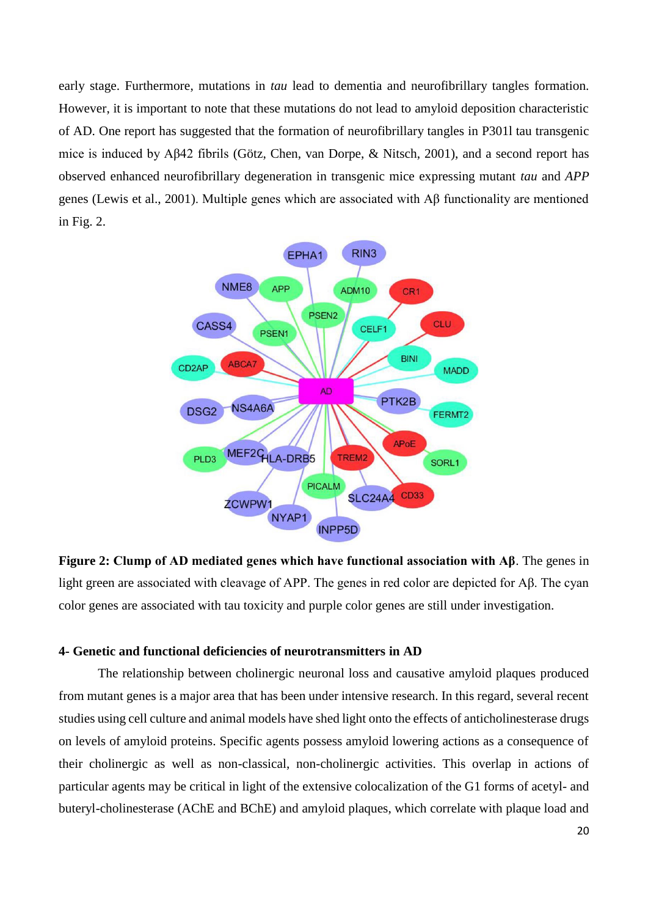early stage. Furthermore, mutations in *tau* lead to dementia and neurofibrillary tangles formation. However, it is important to note that these mutations do not lead to amyloid deposition characteristic of AD. One report has suggested that the formation of neurofibrillary tangles in P301l tau transgenic mice is induced by Aβ42 fibrils (Götz, Chen, van Dorpe, & Nitsch, 2001), and a second report has observed enhanced neurofibrillary degeneration in transgenic mice expressing mutant *tau* and *APP* genes (Lewis et al., 2001). Multiple genes which are associated with Aβ functionality are mentioned in Fig. 2.

**Figure 2: Clump of AD mediated genes which have functional association with Aβ**. The genes in light green are associated with cleavage of APP. The genes in red color are depicted for Aβ. The cyan color genes are associated with tau toxicity and purple color genes are still under investigation.

## 4- Genetic and functional deficiencies of neurotransmitters in AD

The relationship between cholinergic neuronal loss and causative amyloid plaques produced from mutant genes is a major area that has been under intensive research. In this regard, several recent studies using cell culture and animal models have shed light onto the effects of anticholinesterase drugs on levels of amyloid proteins. Specific agents possess amyloid lowering actions as a consequence of their cholinergic as well as non-classical, non-cholinergic activities. This overlap in actions of particular agents may be critical in light of the extensive colocalization of the G1 forms of acetyl- and buteryl-cholinesterase (AChE and BChE) and amyloid plaques, which correlate with plaque load and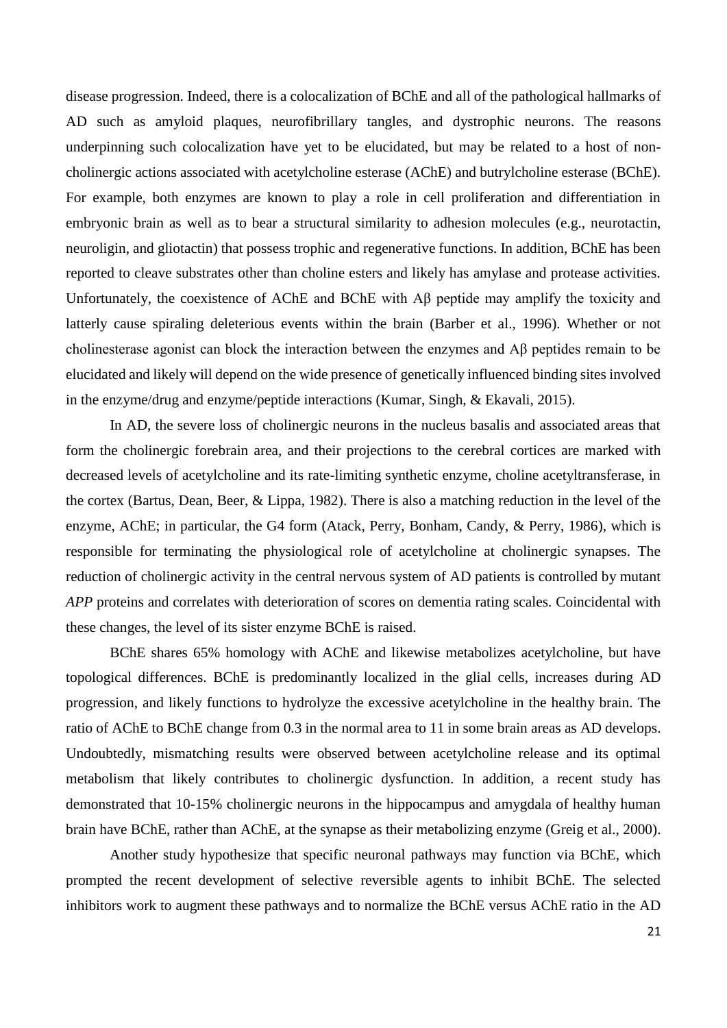disease progression. Indeed, there is a colocalization of BChE and all of the pathological hallmarks of AD such as amyloid plaques, neurofibrillary tangles, and dystrophic neurons. The reasons underpinning such colocalization have yet to be elucidated, but may be related to a host of non-cholinergic actions associated with acetylcholine esterase (AChE) and butrylcholine esterase (BChE). For example, both enzymes are known to play a role in cell proliferation and differentiation in embryonic brain as well as to bear a structural similarity to adhesion molecules (e.g., neurotactin, neuroligin, and gliotactin) that possess trophic and regenerative functions. In addition, BChE has been reported to cleave substrates other than choline esters and likely has amylase and protease activities. Unfortunately, the coexistence of AChE and BChE with Aβ peptide may amplify the toxicity and latterly cause spiraling deleterious events within the brain (Barber et al., 1996). Whether or not cholinesterase agonist can block the interaction between the enzymes and Aβ peptides remain to be elucidated and likely will depend on the wide presence of genetically influenced binding sites involved in the enzyme/drug and enzyme/peptide interactions (Kumar, Singh, & Ekavali, 2015).

In AD, the severe loss of cholinergic neurons in the nucleus basalis and associated areas that form the cholinergic forebrain area, and their projections to the cerebral cortices are marked with decreased levels of acetylcholine and its rate-limiting synthetic enzyme, choline acetyltransferase, in the cortex (Bartus, Dean, Beer, & Lippa, 1982). There is also a matching reduction in the level of the enzyme, AChE; in particular, the G4 form (Atack, Perry, Bonham, Candy, & Perry, 1986), which is responsible for terminating the physiological role of acetylcholine at cholinergic synapses. The reduction of cholinergic activity in the central nervous system of AD patients is controlled by mutant *APP* proteins and correlates with deterioration of scores on dementia rating scales. Coincidental with these changes, the level of its sister enzyme BChE is raised.

BChE shares 65% homology with AChE and likewise metabolizes acetylcholine, but have topological differences. BChE is predominantly localized in the glial cells, increases during AD progression, and likely functions to hydrolyze the excessive acetylcholine in the healthy brain. The ratio of AChE to BChE change from 0.3 in the normal area to 11 in some brain areas as AD develops. Undoubtedly, mismatching results were observed between acetylcholine release and its optimal metabolism that likely contributes to cholinergic dysfunction. In addition, a recent study has demonstrated that 10-15% cholinergic neurons in the hippocampus and amygdala of healthy human brain have BChE, rather than AChE, at the synapse as their metabolizing enzyme (Greig et al., 2000).

Another study hypothesize that specific neuronal pathways may function via BChE, which prompted the recent development of selective reversible agents to inhibit BChE. The selected inhibitors work to augment these pathways and to normalize the BChE versus AChE ratio in the AD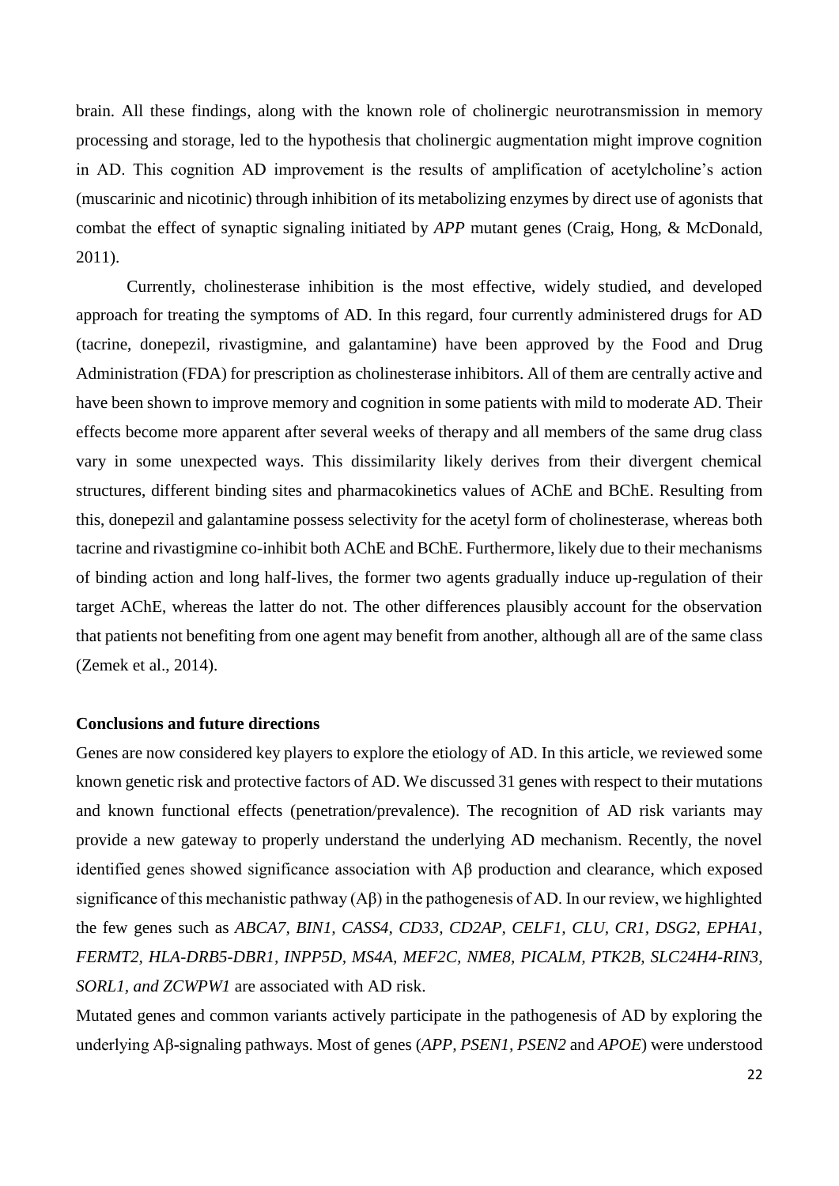brain. All these findings, along with the known role of cholinergic neurotransmission in memory processing and storage, led to the hypothesis that cholinergic augmentation might improve cognition in AD. This cognition AD improvement is the results of amplification of acetylcholine's action (muscarinic and nicotinic) through inhibition of its metabolizing enzymes by direct use of agonists that combat the effect of synaptic signaling initiated by *APP* mutant genes (Craig, Hong, & McDonald, 2011).

Currently, cholinesterase inhibition is the most effective, widely studied, and developed approach for treating the symptoms of AD. In this regard, four currently administered drugs for AD (tacrine, donepezil, rivastigmine, and galantamine) have been approved by the Food and Drug Administration (FDA) for prescription as cholinesterase inhibitors. All of them are centrally active and have been shown to improve memory and cognition in some patients with mild to moderate AD. Their effects become more apparent after several weeks of therapy and all members of the same drug class vary in some unexpected ways. This dissimilarity likely derives from their divergent chemical structures, different binding sites and pharmacokinetics values of AChE and BChE. Resulting from this, donepezil and galantamine possess selectivity for the acetyl form of cholinesterase, whereas both tacrine and rivastigmine co-inhibit both AChE and BChE. Furthermore, likely due to their mechanisms of binding action and long half-lives, the former two agents gradually induce up-regulation of their target AChE, whereas the latter do not. The other differences plausibly account for the observation that patients not benefiting from one agent may benefit from another, although all are of the same class (Zemek et al., 2014).

## Conclusions and future directions

Genes are now considered key players to explore the etiology of AD. In this article, we reviewed some known genetic risk and protective factors of AD. We discussed 31 genes with respect to their mutations and known functional effects (penetration/prevalence). The recognition of AD risk variants may provide a new gateway to properly understand the underlying AD mechanism. Recently, the novel identified genes showed significance association with Aβ production and clearance, which exposed significance of this mechanistic pathway (Aβ) in the pathogenesis of AD. In our review, we highlighted the few genes such as *ABCA7, BIN1, CASS4, CD33, CD2AP, CELF1, CLU, CR1, DSG2, EPHA1, FERMT2, HLA-DRB5-DBR1, INPP5D, MS4A, MEF2C, NME8, PICALM, PTK2B, SLC24H4-RIN3, SORL1, and ZCWPW1* are associated with AD risk.

Mutated genes and common variants actively participate in the pathogenesis of AD by exploring the underlying Aβ-signaling pathways. Most of genes (*APP, PSEN1, PSEN2* and *APOE*) were understood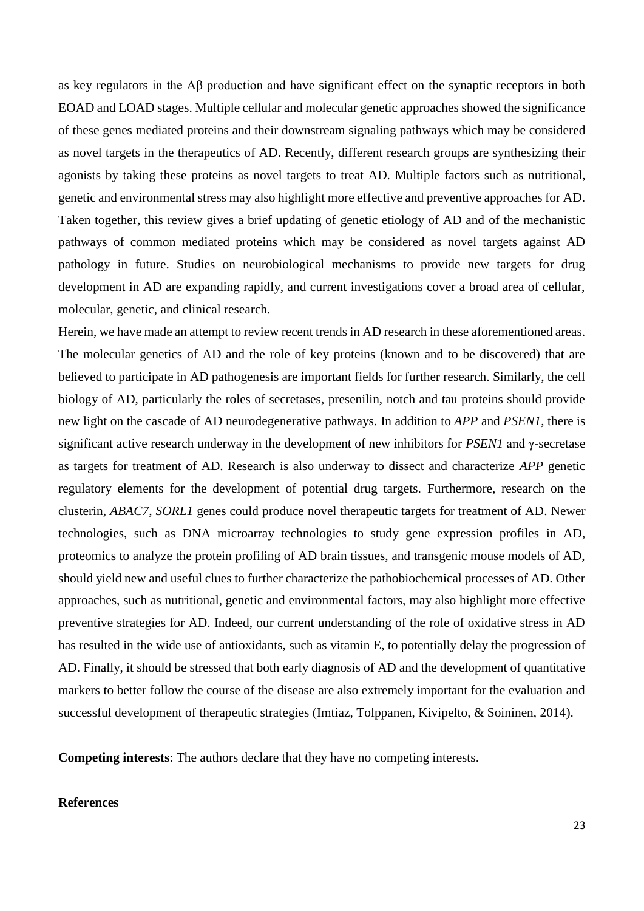as key regulators in the Aβ production and have significant effect on the synaptic receptors in both EOAD and LOAD stages. Multiple cellular and molecular genetic approaches showed the significance of these genes mediated proteins and their downstream signaling pathways which may be considered as novel targets in the therapeutics of AD. Recently, different research groups are synthesizing their agonists by taking these proteins as novel targets to treat AD. Multiple factors such as nutritional, genetic and environmental stress may also highlight more effective and preventive approaches for AD. Taken together, this review gives a brief updating of genetic etiology of AD and of the mechanistic pathways of common mediated proteins which may be considered as novel targets against AD pathology in future. Studies on neurobiological mechanisms to provide new targets for drug development in AD are expanding rapidly, and current investigations cover a broad area of cellular, molecular, genetic, and clinical research.

Herein, we have made an attempt to review recent trends in AD research in these aforementioned areas. The molecular genetics of AD and the role of key proteins (known and to be discovered) that are believed to participate in AD pathogenesis are important fields for further research. Similarly, the cell biology of AD, particularly the roles of secretases, presenilin, notch and tau proteins should provide new light on the cascade of AD neurodegenerative pathways. In addition to *APP* and *PSEN1*, there is significant active research underway in the development of new inhibitors for *PSEN1* and γ-secretase as targets for treatment of AD. Research is also underway to dissect and characterize *APP* genetic regulatory elements for the development of potential drug targets. Furthermore, research on the clusterin, *ABAC7*, *SORL1* genes could produce novel therapeutic targets for treatment of AD. Newer technologies, such as DNA microarray technologies to study gene expression profiles in AD, proteomics to analyze the protein profiling of AD brain tissues, and transgenic mouse models of AD, should yield new and useful clues to further characterize the pathobiochemical processes of AD. Other approaches, such as nutritional, genetic and environmental factors, may also highlight more effective preventive strategies for AD. Indeed, our current understanding of the role of oxidative stress in AD has resulted in the wide use of antioxidants, such as vitamin E, to potentially delay the progression of AD. Finally, it should be stressed that both early diagnosis of AD and the development of quantitative markers to better follow the course of the disease are also extremely important for the evaluation and successful development of therapeutic strategies (Imtiaz, Tolppanen, Kivipelto, & Soininen, 2014).

**Competing interests**: The authors declare that they have no competing interests.

**References**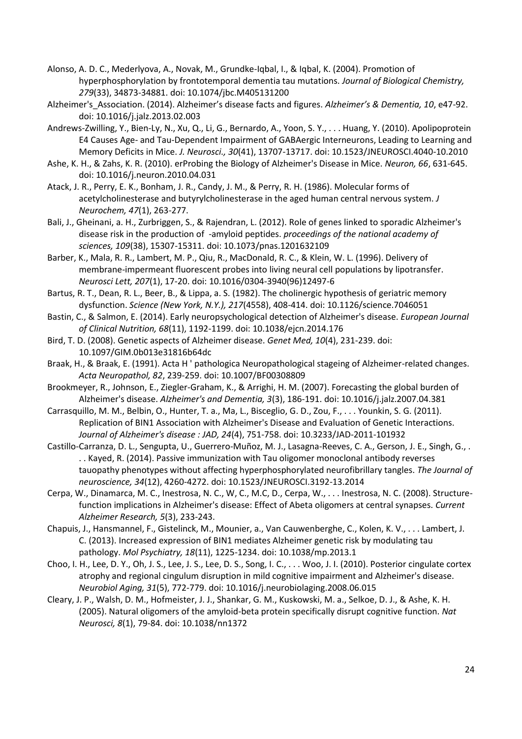Alonso, A. D. C., Mederlyova, A., Novak, M., Grundke-Iqbal, I., & Iqbal, K. (2004). Promotion of hyperphosphorylation by frontotemporal dementia tau mutations. *Journal of Biological Chemistry, 279*(33), 34873-34881. doi: 10.1074/jbc.M405131200

Alzheimer's_Association. (2014). Alzheimer's disease facts and figures. *Alzheimer's & Dementia, 10*, e47-92. doi: 10.1016/j.jalz.2013.02.003

Andrews-Zwilling, Y., Bien-Ly, N., Xu, Q., Li, G., Bernardo, A., Yoon, S. Y., . . . Huang, Y. (2010). Apolipoprotein E4 Causes Age- and Tau-Dependent Impairment of GABAergic Interneurons, Leading to Learning and Memory Deficits in Mice. *J. Neurosci., 30*(41), 13707-13717. doi: 10.1523/JNEUROSCI.4040-10.2010

Ashe, K. H., & Zahs, K. R. (2010). erProbing the Biology of Alzheimer's Disease in Mice. *Neuron, 66*, 631-645. doi: 10.1016/j.neuron.2010.04.031

Atack, J. R., Perry, E. K., Bonham, J. R., Candy, J. M., & Perry, R. H. (1986). Molecular forms of acetylcholinesterase and butyrylcholinesterase in the aged human central nervous system. *J Neurochem, 47*(1), 263-277.

Bali, J., Gheinani, a. H., Zurbriggen, S., & Rajendran, L. (2012). Role of genes linked to sporadic Alzheimer's disease risk in the production of -amyloid peptides. *proceedings of the national academy of sciences, 109*(38), 15307-15311. doi: 10.1073/pnas.1201632109

Barber, K., Mala, R. R., Lambert, M. P., Qiu, R., MacDonald, R. C., & Klein, W. L. (1996). Delivery of membrane-impermeant fluorescent probes into living neural cell populations by lipotransfer. *Neurosci Lett, 207*(1), 17-20. doi: 10.1016/0304-3940(96)12497-6

Bartus, R. T., Dean, R. L., Beer, B., & Lippa, a. S. (1982). The cholinergic hypothesis of geriatric memory dysfunction. *Science (New York, N.Y.), 217*(4558), 408-414. doi: 10.1126/science.7046051

Bastin, C., & Salmon, E. (2014). Early neuropsychological detection of Alzheimer's disease. *European Journal of Clinical Nutrition, 68*(11), 1192-1199. doi: 10.1038/ejcn.2014.176

Bird, T. D. (2008). Genetic aspects of Alzheimer disease. *Genet Med, 10*(4), 231-239. doi: 10.1097/GIM.0b013e31816b64dc

Braak, H., & Braak, E. (1991). Acta H ' pathologica Neuropathological stageing of Alzheimer-related changes. *Acta Neuropathol, 82*, 239-259. doi: 10.1007/BF00308809

Brookmeyer, R., Johnson, E., Ziegler-Graham, K., & Arrighi, H. M. (2007). Forecasting the global burden of Alzheimer's disease. *Alzheimer's and Dementia, 3*(3), 186-191. doi: 10.1016/j.jalz.2007.04.381

Carrasquillo, M. M., Belbin, O., Hunter, T. a., Ma, L., Bisceglio, G. D., Zou, F., . . . Younkin, S. G. (2011). Replication of BIN1 Association with Alzheimer's Disease and Evaluation of Genetic Interactions. *Journal of Alzheimer's disease : JAD, 24*(4), 751-758. doi: 10.3233/JAD-2011-101932

Castillo-Carranza, D. L., Sengupta, U., Guerrero-Muñoz, M. J., Lasagna-Reeves, C. A., Gerson, J. E., Singh, G., . . . Kayed, R. (2014). Passive immunization with Tau oligomer monoclonal antibody reverses tauopathy phenotypes without affecting hyperphosphorylated neurofibrillary tangles. *The Journal of neuroscience, 34*(12), 4260-4272. doi: 10.1523/JNEUROSCI.3192-13.2014

Cerpa, W., Dinamarca, M. C., Inestrosa, N. C., W, C., M.C, D., Cerpa, W., . . . Inestrosa, N. C. (2008). Structure-function implications in Alzheimer's disease: Effect of Abeta oligomers at central synapses. *Current Alzheimer Research, 5*(3), 233-243.

Chapuis, J., Hansmannel, F., Gistelinck, M., Mounier, a., Van Cauwenberghe, C., Kolen, K. V., . . . Lambert, J. C. (2013). Increased expression of BIN1 mediates Alzheimer genetic risk by modulating tau pathology. *Mol Psychiatry, 18*(11), 1225-1234. doi: 10.1038/mp.2013.1

Choo, I. H., Lee, D. Y., Oh, J. S., Lee, J. S., Lee, D. S., Song, I. C., . . . Woo, J. I. (2010). Posterior cingulate cortex atrophy and regional cingulum disruption in mild cognitive impairment and Alzheimer's disease. *Neurobiol Aging, 31*(5), 772-779. doi: 10.1016/j.neurobiolaging.2008.06.015

Cleary, J. P., Walsh, D. M., Hofmeister, J. J., Shankar, G. M., Kuskowski, M. a., Selkoe, D. J., & Ashe, K. H. (2005). Natural oligomers of the amyloid-beta protein specifically disrupt cognitive function. *Nat Neurosci, 8*(1), 79-84. doi: 10.1038/nn1372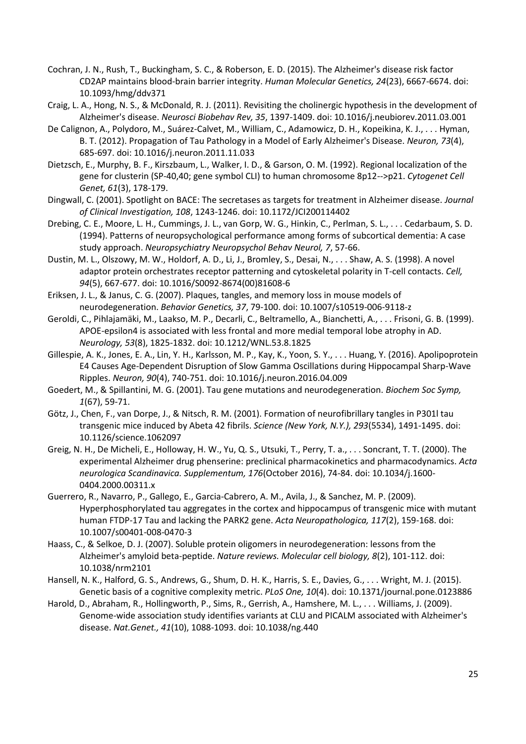Cochran, J. N., Rush, T., Buckingham, S. C., & Roberson, E. D. (2015). The Alzheimer's disease risk factor CD2AP maintains blood-brain barrier integrity. *Human Molecular Genetics, 24*(23), 6667-6674. doi: 10.1093/hmg/ddv371

Craig, L. A., Hong, N. S., & McDonald, R. J. (2011). Revisiting the cholinergic hypothesis in the development of Alzheimer's disease. *Neurosci Biobehav Rev, 35*, 1397-1409. doi: 10.1016/j.neubiorev.2011.03.001

De Calignon, A., Polydoro, M., Suárez-Calvet, M., William, C., Adamowicz, D. H., Kopeikina, K. J., . . . Hyman, B. T. (2012). Propagation of Tau Pathology in a Model of Early Alzheimer's Disease. *Neuron, 73*(4), 685-697. doi: 10.1016/j.neuron.2011.11.033

Dietzsch, E., Murphy, B. F., Kirszbaum, L., Walker, I. D., & Garson, O. M. (1992). Regional localization of the gene for clusterin (SP-40,40; gene symbol CLI) to human chromosome 8p12-->p21. *Cytogenet Cell Genet, 61*(3), 178-179.

Dingwall, C. (2001). Spotlight on BACE: The secretases as targets for treatment in Alzheimer disease. *Journal of Clinical Investigation, 108*, 1243-1246. doi: 10.1172/JCI200114402

Drebing, C. E., Moore, L. H., Cummings, J. L., van Gorp, W. G., Hinkin, C., Perlman, S. L., . . . Cedarbaum, S. D. (1994). Patterns of neuropsychological performance among forms of subcortical dementia: A case study approach. *Neuropsychiatry Neuropsychol Behav Neurol, 7*, 57-66.

Dustin, M. L., Olszowy, M. W., Holdorf, A. D., Li, J., Bromley, S., Desai, N., . . . Shaw, A. S. (1998). A novel adaptor protein orchestrates receptor patterning and cytoskeletal polarity in T-cell contacts. *Cell, 94*(5), 667-677. doi: 10.1016/S0092-8674(00)81608-6

Eriksen, J. L., & Janus, C. G. (2007). Plaques, tangles, and memory loss in mouse models of neurodegeneration. *Behavior Genetics, 37*, 79-100. doi: 10.1007/s10519-006-9118-z

Geroldi, C., Pihlajamäki, M., Laakso, M. P., Decarli, C., Beltramello, A., Bianchetti, A., . . . Frisoni, G. B. (1999). APOE-epsilon4 is associated with less frontal and more medial temporal lobe atrophy in AD. *Neurology, 53*(8), 1825-1832. doi: 10.1212/WNL.53.8.1825

Gillespie, A. K., Jones, E. A., Lin, Y. H., Karlsson, M. P., Kay, K., Yoon, S. Y., . . . Huang, Y. (2016). Apolipoprotein E4 Causes Age-Dependent Disruption of Slow Gamma Oscillations during Hippocampal Sharp-Wave Ripples. *Neuron, 90*(4), 740-751. doi: 10.1016/j.neuron.2016.04.009

Goedert, M., & Spillantini, M. G. (2001). Tau gene mutations and neurodegeneration. *Biochem Soc Symp, 1*(67), 59-71.

Götz, J., Chen, F., van Dorpe, J., & Nitsch, R. M. (2001). Formation of neurofibrillary tangles in P301l tau transgenic mice induced by Abeta 42 fibrils. *Science (New York, N.Y.), 293*(5534), 1491-1495. doi: 10.1126/science.1062097

Greig, N. H., De Micheli, E., Holloway, H. W., Yu, Q. S., Utsuki, T., Perry, T. a., . . . Soncrant, T. T. (2000). The experimental Alzheimer drug phenserine: preclinical pharmacokinetics and pharmacodynamics. *Acta neurologica Scandinavica. Supplementum, 176*(October 2016), 74-84. doi: 10.1034/j.1600-0404.2000.00311.x

Guerrero, R., Navarro, P., Gallego, E., Garcia-Cabrero, A. M., Avila, J., & Sanchez, M. P. (2009). Hyperphosphorylated tau aggregates in the cortex and hippocampus of transgenic mice with mutant human FTDP-17 Tau and lacking the PARK2 gene. *Acta Neuropathologica, 117*(2), 159-168. doi: 10.1007/s00401-008-0470-3

Haass, C., & Selkoe, D. J. (2007). Soluble protein oligomers in neurodegeneration: lessons from the Alzheimer's amyloid beta-peptide. *Nature reviews. Molecular cell biology, 8*(2), 101-112. doi: 10.1038/nrm2101

Hansell, N. K., Halford, G. S., Andrews, G., Shum, D. H. K., Harris, S. E., Davies, G., . . . Wright, M. J. (2015). Genetic basis of a cognitive complexity metric. *PLoS One, 10*(4). doi: 10.1371/journal.pone.0123886

Harold, D., Abraham, R., Hollingworth, P., Sims, R., Gerrish, A., Hamshere, M. L., . . . Williams, J. (2009). Genome-wide association study identifies variants at CLU and PICALM associated with Alzheimer's disease. *Nat.Genet., 41*(10), 1088-1093. doi: 10.1038/ng.440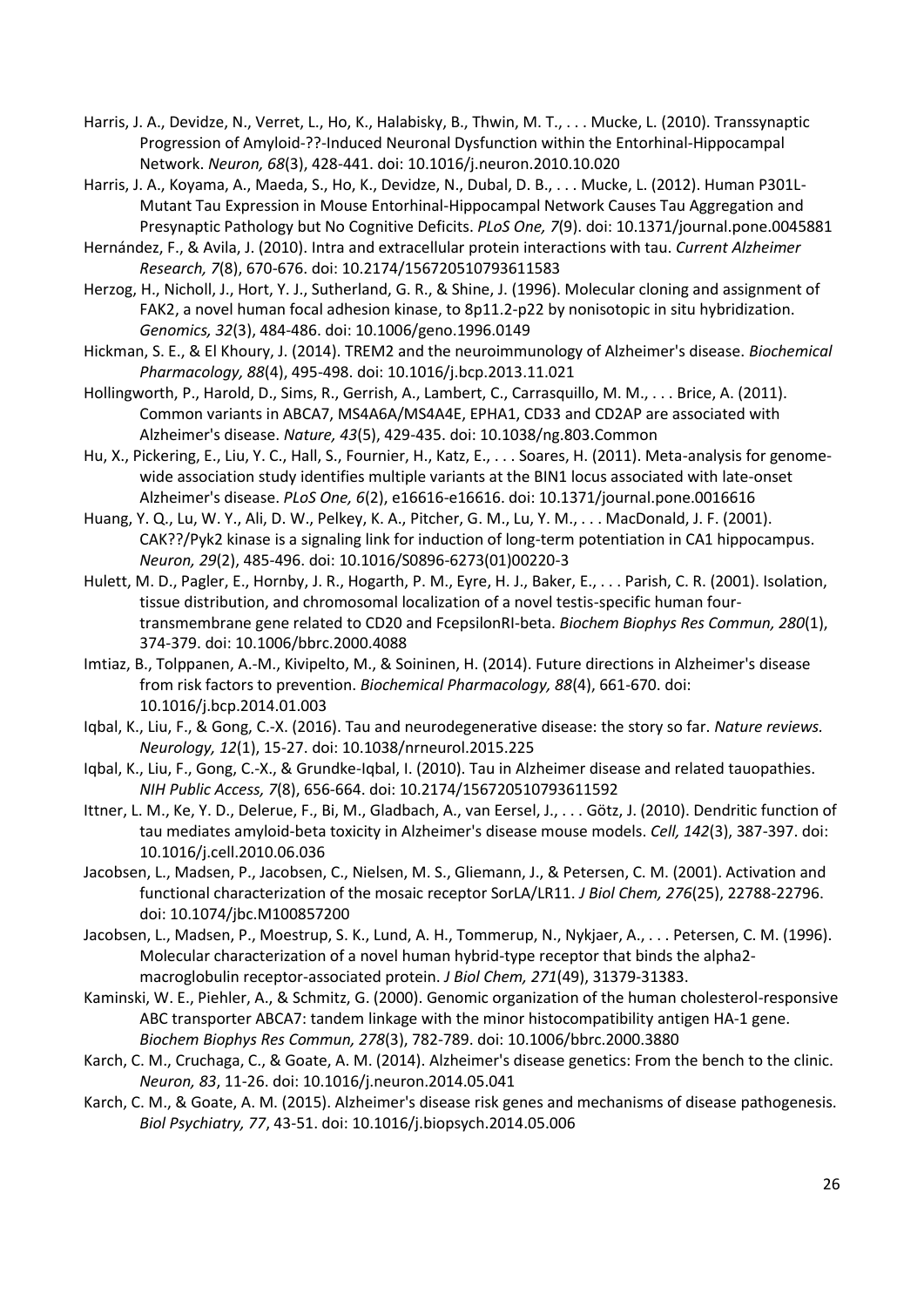Harris, J. A., Devidze, N., Verret, L., Ho, K., Halabisky, B., Thwin, M. T., . . . Mucke, L. (2010). Transsynaptic Progression of Amyloid-??-Induced Neuronal Dysfunction within the Entorhinal-Hippocampal Network. *Neuron, 68*(3), 428-441. doi: 10.1016/j.neuron.2010.10.020

Harris, J. A., Koyama, A., Maeda, S., Ho, K., Devidze, N., Dubal, D. B., . . . Mucke, L. (2012). Human P301L-Mutant Tau Expression in Mouse Entorhinal-Hippocampal Network Causes Tau Aggregation and Presynaptic Pathology but No Cognitive Deficits. *PLoS One, 7*(9). doi: 10.1371/journal.pone.0045881

Hernández, F., & Avila, J. (2010). Intra and extracellular protein interactions with tau. *Current Alzheimer Research, 7*(8), 670-676. doi: 10.2174/156720510793611583

Herzog, H., Nicholl, J., Hort, Y. J., Sutherland, G. R., & Shine, J. (1996). Molecular cloning and assignment of FAK2, a novel human focal adhesion kinase, to 8p11.2-p22 by nonisotopic in situ hybridization. *Genomics, 32*(3), 484-486. doi: 10.1006/geno.1996.0149

Hickman, S. E., & El Khoury, J. (2014). TREM2 and the neuroimmunology of Alzheimer's disease. *Biochemical Pharmacology, 88*(4), 495-498. doi: 10.1016/j.bcp.2013.11.021

Hollingworth, P., Harold, D., Sims, R., Gerrish, A., Lambert, C., Carrasquillo, M. M., . . . Brice, A. (2011). Common variants in ABCA7, MS4A6A/MS4A4E, EPHA1, CD33 and CD2AP are associated with Alzheimer's disease. *Nature, 43*(5), 429-435. doi: 10.1038/ng.803.Common

Hu, X., Pickering, E., Liu, Y. C., Hall, S., Fournier, H., Katz, E., . . . Soares, H. (2011). Meta-analysis for genome-wide association study identifies multiple variants at the BIN1 locus associated with late-onset Alzheimer's disease. *PLoS One, 6*(2), e16616-e16616. doi: 10.1371/journal.pone.0016616

Huang, Y. Q., Lu, W. Y., Ali, D. W., Pelkey, K. A., Pitcher, G. M., Lu, Y. M., . . . MacDonald, J. F. (2001). CAK??/Pyk2 kinase is a signaling link for induction of long-term potentiation in CA1 hippocampus. *Neuron, 29*(2), 485-496. doi: 10.1016/S0896-6273(01)00220-3

Hulett, M. D., Pagler, E., Hornby, J. R., Hogarth, P. M., Eyre, H. J., Baker, E., . . . Parish, C. R. (2001). Isolation, tissue distribution, and chromosomal localization of a novel testis-specific human four-transmembrane gene related to CD20 and FcepsilonRI-beta. *Biochem Biophys Res Commun, 280*(1), 374-379. doi: 10.1006/bbrc.2000.4088

Imtiaz, B., Tolppanen, A.-M., Kivipelto, M., & Soininen, H. (2014). Future directions in Alzheimer's disease from risk factors to prevention. *Biochemical Pharmacology, 88*(4), 661-670. doi: 10.1016/j.bcp.2014.01.003

Iqbal, K., Liu, F., & Gong, C.-X. (2016). Tau and neurodegenerative disease: the story so far. *Nature reviews. Neurology, 12*(1), 15-27. doi: 10.1038/nrneurol.2015.225

Iqbal, K., Liu, F., Gong, C.-X., & Grundke-Iqbal, I. (2010). Tau in Alzheimer disease and related tauopathies. *NIH Public Access, 7*(8), 656-664. doi: 10.2174/156720510793611592

Ittner, L. M., Ke, Y. D., Delerue, F., Bi, M., Gladbach, A., van Eersel, J., . . . Götz, J. (2010). Dendritic function of tau mediates amyloid-beta toxicity in Alzheimer's disease mouse models. *Cell, 142*(3), 387-397. doi: 10.1016/j.cell.2010.06.036

Jacobsen, L., Madsen, P., Jacobsen, C., Nielsen, M. S., Gliemann, J., & Petersen, C. M. (2001). Activation and functional characterization of the mosaic receptor SorLA/LR11. *J Biol Chem, 276*(25), 22788-22796. doi: 10.1074/jbc.M100857200

Jacobsen, L., Madsen, P., Moestrup, S. K., Lund, A. H., Tommerup, N., Nykjaer, A., . . . Petersen, C. M. (1996). Molecular characterization of a novel human hybrid-type receptor that binds the alpha2-macroglobulin receptor-associated protein. *J Biol Chem, 271*(49), 31379-31383.

Kaminski, W. E., Piehler, A., & Schmitz, G. (2000). Genomic organization of the human cholesterol-responsive ABC transporter ABCA7: tandem linkage with the minor histocompatibility antigen HA-1 gene. *Biochem Biophys Res Commun, 278*(3), 782-789. doi: 10.1006/bbrc.2000.3880

Karch, C. M., Cruchaga, C., & Goate, A. M. (2014). Alzheimer's disease genetics: From the bench to the clinic. *Neuron, 83*, 11-26. doi: 10.1016/j.neuron.2014.05.041

Karch, C. M., & Goate, A. M. (2015). Alzheimer's disease risk genes and mechanisms of disease pathogenesis. *Biol Psychiatry, 77*, 43-51. doi: 10.1016/j.biopsych.2014.05.006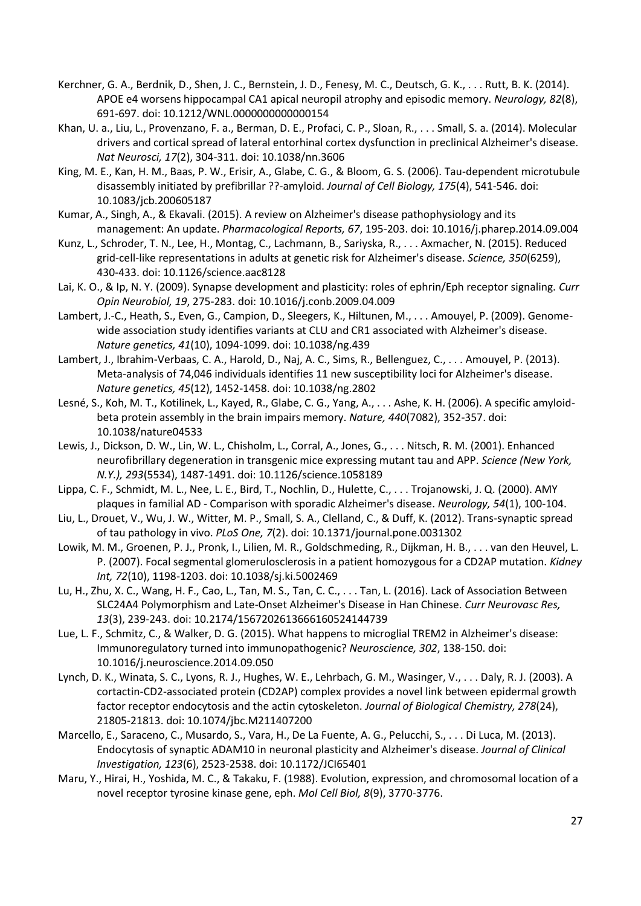Kerchner, G. A., Berdnik, D., Shen, J. C., Bernstein, J. D., Fenesy, M. C., Deutsch, G. K., . . . Rutt, B. K. (2014). APOE e4 worsens hippocampal CA1 apical neuropil atrophy and episodic memory. *Neurology, 82*(8), 691-697. doi: 10.1212/WNL.0000000000000154

Khan, U. a., Liu, L., Provenzano, F. a., Berman, D. E., Profaci, C. P., Sloan, R., . . . Small, S. a. (2014). Molecular drivers and cortical spread of lateral entorhinal cortex dysfunction in preclinical Alzheimer's disease. *Nat Neurosci, 17*(2), 304-311. doi: 10.1038/nn.3606

King, M. E., Kan, H. M., Baas, P. W., Erisir, A., Glabe, C. G., & Bloom, G. S. (2006). Tau-dependent microtubule disassembly initiated by prefibrillar ??-amyloid. *Journal of Cell Biology, 175*(4), 541-546. doi: 10.1083/jcb.200605187

Kumar, A., Singh, A., & Ekavali. (2015). A review on Alzheimer's disease pathophysiology and its management: An update. *Pharmacological Reports, 67*, 195-203. doi: 10.1016/j.pharep.2014.09.004

Kunz, L., Schroder, T. N., Lee, H., Montag, C., Lachmann, B., Sariyska, R., . . . Axmacher, N. (2015). Reduced grid-cell-like representations in adults at genetic risk for Alzheimer's disease. *Science, 350*(6259), 430-433. doi: 10.1126/science.aac8128

Lai, K. O., & Ip, N. Y. (2009). Synapse development and plasticity: roles of ephrin/Eph receptor signaling. *Curr Opin Neurobiol, 19*, 275-283. doi: 10.1016/j.conb.2009.04.009

Lambert, J.-C., Heath, S., Even, G., Campion, D., Sleegers, K., Hiltunen, M., . . . Amouyel, P. (2009). Genome-wide association study identifies variants at CLU and CR1 associated with Alzheimer's disease. *Nature genetics, 41*(10), 1094-1099. doi: 10.1038/ng.439

Lambert, J., Ibrahim-Verbaas, C. A., Harold, D., Naj, A. C., Sims, R., Bellenguez, C., . . . Amouyel, P. (2013). Meta-analysis of 74,046 individuals identifies 11 new susceptibility loci for Alzheimer's disease. *Nature genetics, 45*(12), 1452-1458. doi: 10.1038/ng.2802

Lesné, S., Koh, M. T., Kotilinek, L., Kayed, R., Glabe, C. G., Yang, A., . . . Ashe, K. H. (2006). A specific amyloid-beta protein assembly in the brain impairs memory. *Nature, 440*(7082), 352-357. doi: 10.1038/nature04533

Lewis, J., Dickson, D. W., Lin, W. L., Chisholm, L., Corral, A., Jones, G., . . . Nitsch, R. M. (2001). Enhanced neurofibrillary degeneration in transgenic mice expressing mutant tau and APP. *Science (New York, N.Y.), 293*(5534), 1487-1491. doi: 10.1126/science.1058189

Lippa, C. F., Schmidt, M. L., Nee, L. E., Bird, T., Nochlin, D., Hulette, C., . . . Trojanowski, J. Q. (2000). AMY plaques in familial AD - Comparison with sporadic Alzheimer's disease. *Neurology, 54*(1), 100-104.

Liu, L., Drouet, V., Wu, J. W., Witter, M. P., Small, S. A., Clelland, C., & Duff, K. (2012). Trans-synaptic spread of tau pathology in vivo. *PLoS One, 7*(2). doi: 10.1371/journal.pone.0031302

Lowik, M. M., Groenen, P. J., Pronk, I., Lilien, M. R., Goldschmeding, R., Dijkman, H. B., . . . van den Heuvel, L. P. (2007). Focal segmental glomerulosclerosis in a patient homozygous for a CD2AP mutation. *Kidney Int, 72*(10), 1198-1203. doi: 10.1038/sj.ki.5002469

Lu, H., Zhu, X. C., Wang, H. F., Cao, L., Tan, M. S., Tan, C. C., . . . Tan, L. (2016). Lack of Association Between SLC24A4 Polymorphism and Late-Onset Alzheimer's Disease in Han Chinese. *Curr Neurovasc Res, 13*(3), 239-243. doi: 10.2174/1567202613666160524144739

Lue, L. F., Schmitz, C., & Walker, D. G. (2015). What happens to microglial TREM2 in Alzheimer's disease: Immunoregulatory turned into immunopathogenic? *Neuroscience, 302*, 138-150. doi: 10.1016/j.neuroscience.2014.09.050

Lynch, D. K., Winata, S. C., Lyons, R. J., Hughes, W. E., Lehrbach, G. M., Wasinger, V., . . . Daly, R. J. (2003). A cortactin-CD2-associated protein (CD2AP) complex provides a novel link between epidermal growth factor receptor endocytosis and the actin cytoskeleton. *Journal of Biological Chemistry, 278*(24), 21805-21813. doi: 10.1074/jbc.M211407200

Marcello, E., Saraceno, C., Musardo, S., Vara, H., De La Fuente, A. G., Pelucchi, S., . . . Di Luca, M. (2013). Endocytosis of synaptic ADAM10 in neuronal plasticity and Alzheimer's disease. *Journal of Clinical Investigation, 123*(6), 2523-2538. doi: 10.1172/JCI65401

Maru, Y., Hirai, H., Yoshida, M. C., & Takaku, F. (1988). Evolution, expression, and chromosomal location of a novel receptor tyrosine kinase gene, eph. *Mol Cell Biol, 8*(9), 3770-3776.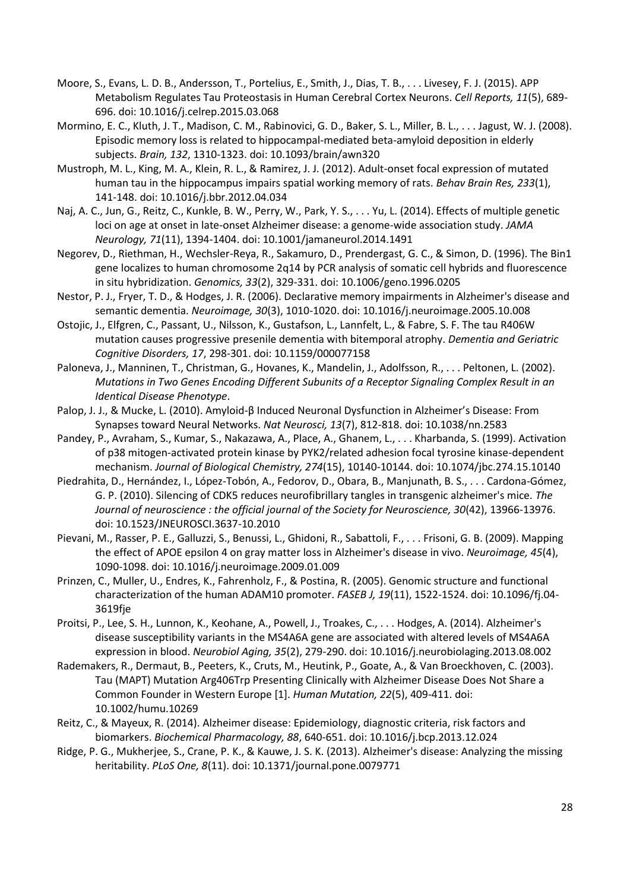Moore, S., Evans, L. D. B., Andersson, T., Portelius, E., Smith, J., Dias, T. B., . . . Livesey, F. J. (2015). APP Metabolism Regulates Tau Proteostasis in Human Cerebral Cortex Neurons. *Cell Reports, 11*(5), 689-696. doi: 10.1016/j.celrep.2015.03.068

Mormino, E. C., Kluth, J. T., Madison, C. M., Rabinovici, G. D., Baker, S. L., Miller, B. L., . . . Jagust, W. J. (2008). Episodic memory loss is related to hippocampal-mediated beta-amyloid deposition in elderly subjects. *Brain, 132*, 1310-1323. doi: 10.1093/brain/awn320

Mustroph, M. L., King, M. A., Klein, R. L., & Ramirez, J. J. (2012). Adult-onset focal expression of mutated human tau in the hippocampus impairs spatial working memory of rats. *Behav Brain Res, 233*(1), 141-148. doi: 10.1016/j.bbr.2012.04.034

Naj, A. C., Jun, G., Reitz, C., Kunkle, B. W., Perry, W., Park, Y. S., . . . Yu, L. (2014). Effects of multiple genetic loci on age at onset in late-onset Alzheimer disease: a genome-wide association study. *JAMA Neurology, 71*(11), 1394-1404. doi: 10.1001/jamaneurol.2014.1491

Negorev, D., Riethman, H., Wechsler-Reya, R., Sakamuro, D., Prendergast, G. C., & Simon, D. (1996). The Bin1 gene localizes to human chromosome 2q14 by PCR analysis of somatic cell hybrids and fluorescence in situ hybridization. *Genomics, 33*(2), 329-331. doi: 10.1006/geno.1996.0205

Nestor, P. J., Fryer, T. D., & Hodges, J. R. (2006). Declarative memory impairments in Alzheimer's disease and semantic dementia. *Neuroimage, 30*(3), 1010-1020. doi: 10.1016/j.neuroimage.2005.10.008

Ostojic, J., Elfgren, C., Passant, U., Nilsson, K., Gustafson, L., Lannfelt, L., & Fabre, S. F. The tau R406W mutation causes progressive presenile dementia with bitemporal atrophy. *Dementia and Geriatric Cognitive Disorders, 17*, 298-301. doi: 10.1159/000077158

Paloneva, J., Manninen, T., Christman, G., Hovanes, K., Mandelin, J., Adolfsson, R., . . . Peltonen, L. (2002). *Mutations in Two Genes Encoding Different Subunits of a Receptor Signaling Complex Result in an Identical Disease Phenotype*.

Palop, J. J., & Mucke, L. (2010). Amyloid-β Induced Neuronal Dysfunction in Alzheimer's Disease: From Synapses toward Neural Networks. *Nat Neurosci, 13*(7), 812-818. doi: 10.1038/nn.2583

Pandey, P., Avraham, S., Kumar, S., Nakazawa, A., Place, A., Ghanem, L., . . . Kharbanda, S. (1999). Activation of p38 mitogen-activated protein kinase by PYK2/related adhesion focal tyrosine kinase-dependent mechanism. *Journal of Biological Chemistry, 274*(15), 10140-10144. doi: 10.1074/jbc.274.15.10140

Piedrahita, D., Hernández, I., López-Tobón, A., Fedorov, D., Obara, B., Manjunath, B. S., . . . Cardona-Gómez, G. P. (2010). Silencing of CDK5 reduces neurofibrillary tangles in transgenic alzheimer's mice. *The Journal of neuroscience : the official journal of the Society for Neuroscience, 30*(42), 13966-13976. doi: 10.1523/JNEUROSCI.3637-10.2010

Pievani, M., Rasser, P. E., Galluzzi, S., Benussi, L., Ghidoni, R., Sabattoli, F., . . . Frisoni, G. B. (2009). Mapping the effect of APOE epsilon 4 on gray matter loss in Alzheimer's disease in vivo. *Neuroimage, 45*(4), 1090-1098. doi: 10.1016/j.neuroimage.2009.01.009

Prinzen, C., Muller, U., Endres, K., Fahrenholz, F., & Postina, R. (2005). Genomic structure and functional characterization of the human ADAM10 promoter. *FASEB J, 19*(11), 1522-1524. doi: 10.1096/fj.04-3619fje

Proitsi, P., Lee, S. H., Lunnon, K., Keohane, A., Powell, J., Troakes, C., . . . Hodges, A. (2014). Alzheimer's disease susceptibility variants in the MS4A6A gene are associated with altered levels of MS4A6A expression in blood. *Neurobiol Aging, 35*(2), 279-290. doi: 10.1016/j.neurobiolaging.2013.08.002

Rademakers, R., Dermaut, B., Peeters, K., Cruts, M., Heutink, P., Goate, A., & Van Broeckhoven, C. (2003). Tau (MAPT) Mutation Arg406Trp Presenting Clinically with Alzheimer Disease Does Not Share a Common Founder in Western Europe [1]. *Human Mutation, 22*(5), 409-411. doi: 10.1002/humu.10269

Reitz, C., & Mayeux, R. (2014). Alzheimer disease: Epidemiology, diagnostic criteria, risk factors and biomarkers. *Biochemical Pharmacology, 88*, 640-651. doi: 10.1016/j.bcp.2013.12.024

Ridge, P. G., Mukherjee, S., Crane, P. K., & Kauwe, J. S. K. (2013). Alzheimer's disease: Analyzing the missing heritability. *PLoS One, 8*(11). doi: 10.1371/journal.pone.0079771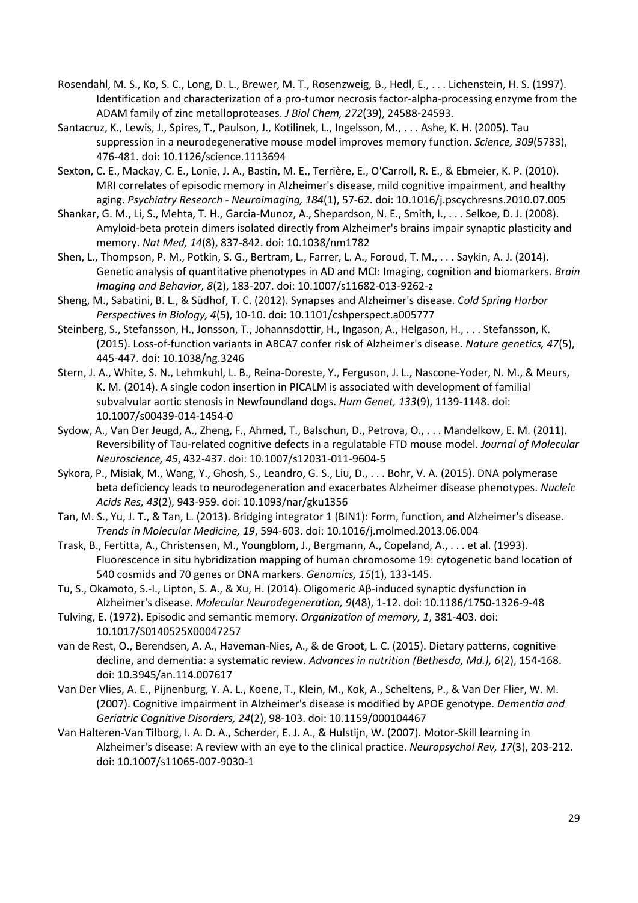Rosendahl, M. S., Ko, S. C., Long, D. L., Brewer, M. T., Rosenzweig, B., Hedl, E., . . . Lichenstein, H. S. (1997). Identification and characterization of a pro-tumor necrosis factor-alpha-processing enzyme from the ADAM family of zinc metalloproteases. *J Biol Chem, 272*(39), 24588-24593.

Santacruz, K., Lewis, J., Spires, T., Paulson, J., Kotilinek, L., Ingelsson, M., . . . Ashe, K. H. (2005). Tau suppression in a neurodegenerative mouse model improves memory function. *Science, 309*(5733), 476-481. doi: 10.1126/science.1113694

Sexton, C. E., Mackay, C. E., Lonie, J. A., Bastin, M. E., Terrière, E., O'Carroll, R. E., & Ebmeier, K. P. (2010). MRI correlates of episodic memory in Alzheimer's disease, mild cognitive impairment, and healthy aging. *Psychiatry Research - Neuroimaging, 184*(1), 57-62. doi: 10.1016/j.pscychresns.2010.07.005

Shankar, G. M., Li, S., Mehta, T. H., Garcia-Munoz, A., Shepardson, N. E., Smith, I., . . . Selkoe, D. J. (2008). Amyloid-beta protein dimers isolated directly from Alzheimer's brains impair synaptic plasticity and memory. *Nat Med, 14*(8), 837-842. doi: 10.1038/nm1782

Shen, L., Thompson, P. M., Potkin, S. G., Bertram, L., Farrer, L. A., Foroud, T. M., . . . Saykin, A. J. (2014). Genetic analysis of quantitative phenotypes in AD and MCI: Imaging, cognition and biomarkers. *Brain Imaging and Behavior, 8*(2), 183-207. doi: 10.1007/s11682-013-9262-z

Sheng, M., Sabatini, B. L., & Südhof, T. C. (2012). Synapses and Alzheimer's disease. *Cold Spring Harbor Perspectives in Biology, 4*(5), 10-10. doi: 10.1101/cshperspect.a005777

Steinberg, S., Stefansson, H., Jonsson, T., Johannsdottir, H., Ingason, A., Helgason, H., . . . Stefansson, K. (2015). Loss-of-function variants in ABCA7 confer risk of Alzheimer's disease. *Nature genetics, 47*(5), 445-447. doi: 10.1038/ng.3246

Stern, J. A., White, S. N., Lehmkuhl, L. B., Reina-Doreste, Y., Ferguson, J. L., Nascone-Yoder, N. M., & Meurs, K. M. (2014). A single codon insertion in PICALM is associated with development of familial subvalvular aortic stenosis in Newfoundland dogs. *Hum Genet, 133*(9), 1139-1148. doi: 10.1007/s00439-014-1454-0

Sydow, A., Van Der Jeugd, A., Zheng, F., Ahmed, T., Balschun, D., Petrova, O., . . . Mandelkow, E. M. (2011). Reversibility of Tau-related cognitive defects in a regulatable FTD mouse model. *Journal of Molecular Neuroscience, 45*, 432-437. doi: 10.1007/s12031-011-9604-5

Sykora, P., Misiak, M., Wang, Y., Ghosh, S., Leandro, G. S., Liu, D., . . . Bohr, V. A. (2015). DNA polymerase beta deficiency leads to neurodegeneration and exacerbates Alzheimer disease phenotypes. *Nucleic Acids Res, 43*(2), 943-959. doi: 10.1093/nar/gku1356

Tan, M. S., Yu, J. T., & Tan, L. (2013). Bridging integrator 1 (BIN1): Form, function, and Alzheimer's disease. *Trends in Molecular Medicine, 19*, 594-603. doi: 10.1016/j.molmed.2013.06.004

Trask, B., Fertitta, A., Christensen, M., Youngblom, J., Bergmann, A., Copeland, A., . . . et al. (1993). Fluorescence in situ hybridization mapping of human chromosome 19: cytogenetic band location of 540 cosmids and 70 genes or DNA markers. *Genomics, 15*(1), 133-145.

Tu, S., Okamoto, S.-I., Lipton, S. A., & Xu, H. (2014). Oligomeric Aβ-induced synaptic dysfunction in Alzheimer's disease. *Molecular Neurodegeneration, 9*(48), 1-12. doi: 10.1186/1750-1326-9-48

Tulving, E. (1972). Episodic and semantic memory. *Organization of memory, 1*, 381-403. doi: 10.1017/S0140525X00047257

van de Rest, O., Berendsen, A. A., Haveman-Nies, A., & de Groot, L. C. (2015). Dietary patterns, cognitive decline, and dementia: a systematic review. *Advances in nutrition (Bethesda, Md.), 6*(2), 154-168. doi: 10.3945/an.114.007617

Van Der Vlies, A. E., Pijnenburg, Y. A. L., Koene, T., Klein, M., Kok, A., Scheltens, P., & Van Der Flier, W. M. (2007). Cognitive impairment in Alzheimer's disease is modified by APOE genotype. *Dementia and Geriatric Cognitive Disorders, 24*(2), 98-103. doi: 10.1159/000104467

Van Halteren-Van Tilborg, I. A. D. A., Scherder, E. J. A., & Hulstijn, W. (2007). Motor-Skill learning in Alzheimer's disease: A review with an eye to the clinical practice. *Neuropsychol Rev, 17*(3), 203-212. doi: 10.1007/s11065-007-9030-1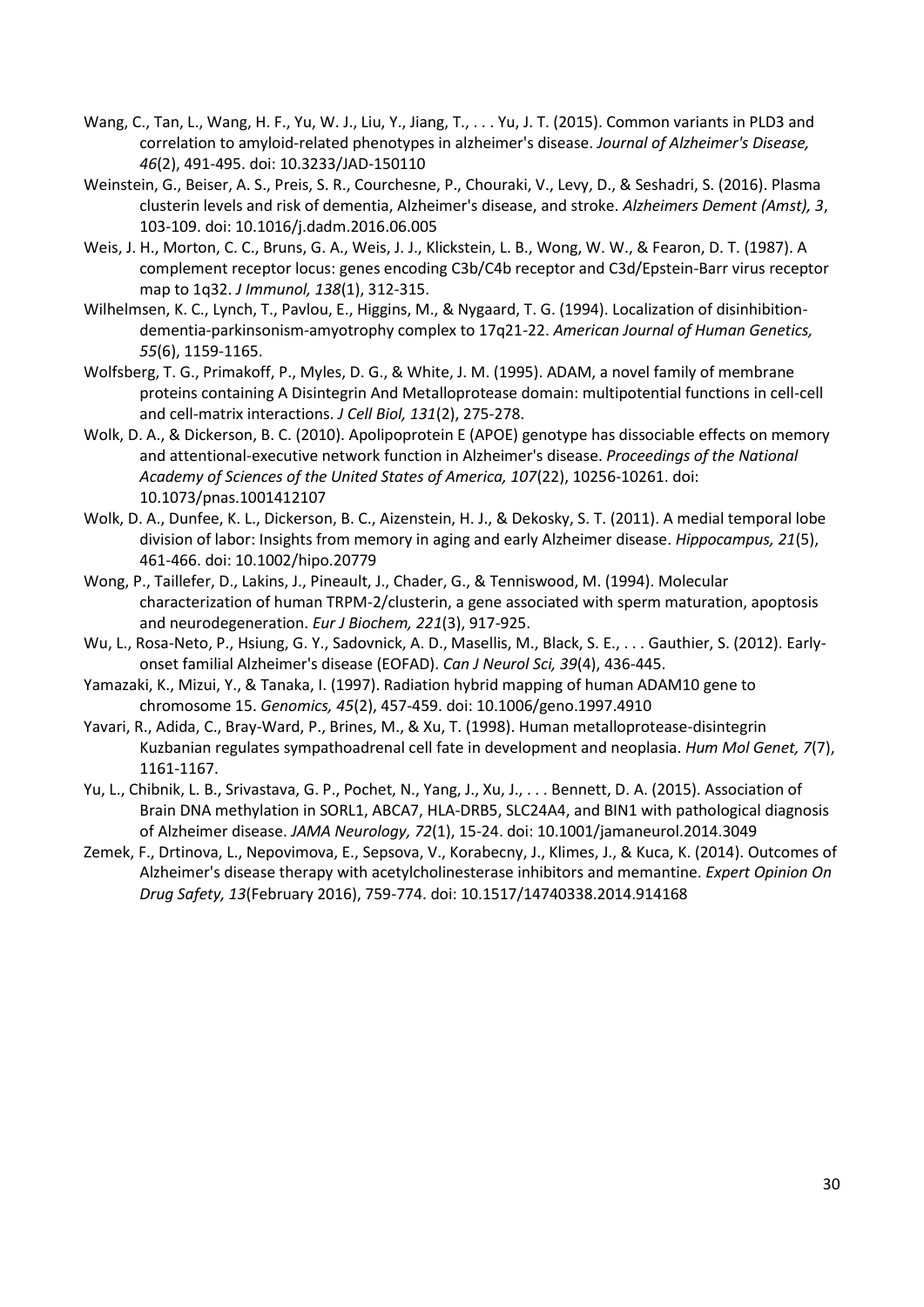Wang, C., Tan, L., Wang, H. F., Yu, W. J., Liu, Y., Jiang, T., . . . Yu, J. T. (2015). Common variants in PLD3 and correlation to amyloid-related phenotypes in alzheimer's disease. *Journal of Alzheimer's Disease, 46*(2), 491-495. doi: 10.3233/JAD-150110

Weinstein, G., Beiser, A. S., Preis, S. R., Courchesne, P., Chouraki, V., Levy, D., & Seshadri, S. (2016). Plasma clusterin levels and risk of dementia, Alzheimer's disease, and stroke. *Alzheimers Dement (Amst), 3*, 103-109. doi: 10.1016/j.dadm.2016.06.005

Weis, J. H., Morton, C. C., Bruns, G. A., Weis, J. J., Klickstein, L. B., Wong, W. W., & Fearon, D. T. (1987). A complement receptor locus: genes encoding C3b/C4b receptor and C3d/Epstein-Barr virus receptor map to 1q32. *J Immunol, 138*(1), 312-315.

Wilhelmsen, K. C., Lynch, T., Pavlou, E., Higgins, M., & Nygaard, T. G. (1994). Localization of disinhibition-dementia-parkinsonism-amyotrophy complex to 17q21-22. *American Journal of Human Genetics, 55*(6), 1159-1165.

Wolfsberg, T. G., Primakoff, P., Myles, D. G., & White, J. M. (1995). ADAM, a novel family of membrane proteins containing A Disintegrin And Metalloprotease domain: multipotential functions in cell-cell and cell-matrix interactions. *J Cell Biol, 131*(2), 275-278.

Wolk, D. A., & Dickerson, B. C. (2010). Apolipoprotein E (APOE) genotype has dissociable effects on memory and attentional-executive network function in Alzheimer's disease. *Proceedings of the National Academy of Sciences of the United States of America, 107*(22), 10256-10261. doi: 10.1073/pnas.1001412107

Wolk, D. A., Dunfee, K. L., Dickerson, B. C., Aizenstein, H. J., & Dekosky, S. T. (2011). A medial temporal lobe division of labor: Insights from memory in aging and early Alzheimer disease. *Hippocampus, 21*(5), 461-466. doi: 10.1002/hipo.20779

Wong, P., Taillefer, D., Lakins, J., Pineault, J., Chader, G., & Tenniswood, M. (1994). Molecular characterization of human TRPM-2/clusterin, a gene associated with sperm maturation, apoptosis and neurodegeneration. *Eur J Biochem, 221*(3), 917-925.

Wu, L., Rosa-Neto, P., Hsiung, G. Y., Sadovnick, A. D., Masellis, M., Black, S. E., . . . Gauthier, S. (2012). Early-onset familial Alzheimer's disease (EOFAD). *Can J Neurol Sci, 39*(4), 436-445.

Yamazaki, K., Mizui, Y., & Tanaka, I. (1997). Radiation hybrid mapping of human ADAM10 gene to chromosome 15. *Genomics, 45*(2), 457-459. doi: 10.1006/geno.1997.4910

Yavari, R., Adida, C., Bray-Ward, P., Brines, M., & Xu, T. (1998). Human metalloprotease-disintegrin Kuzbanian regulates sympathoadrenal cell fate in development and neoplasia. *Hum Mol Genet, 7*(7), 1161-1167.

Yu, L., Chibnik, L. B., Srivastava, G. P., Pochet, N., Yang, J., Xu, J., . . . Bennett, D. A. (2015). Association of Brain DNA methylation in SORL1, ABCA7, HLA-DRB5, SLC24A4, and BIN1 with pathological diagnosis of Alzheimer disease. *JAMA Neurology, 72*(1), 15-24. doi: 10.1001/jamaneurol.2014.3049

Zemek, F., Drtinova, L., Nepovimova, E., Sepsova, V., Korabecny, J., Klimes, J., & Kuca, K. (2014). Outcomes of Alzheimer's disease therapy with acetylcholinesterase inhibitors and memantine. *Expert Opinion On Drug Safety, 13*(February 2016), 759-774. doi: 10.1517/14740338.2014.914168